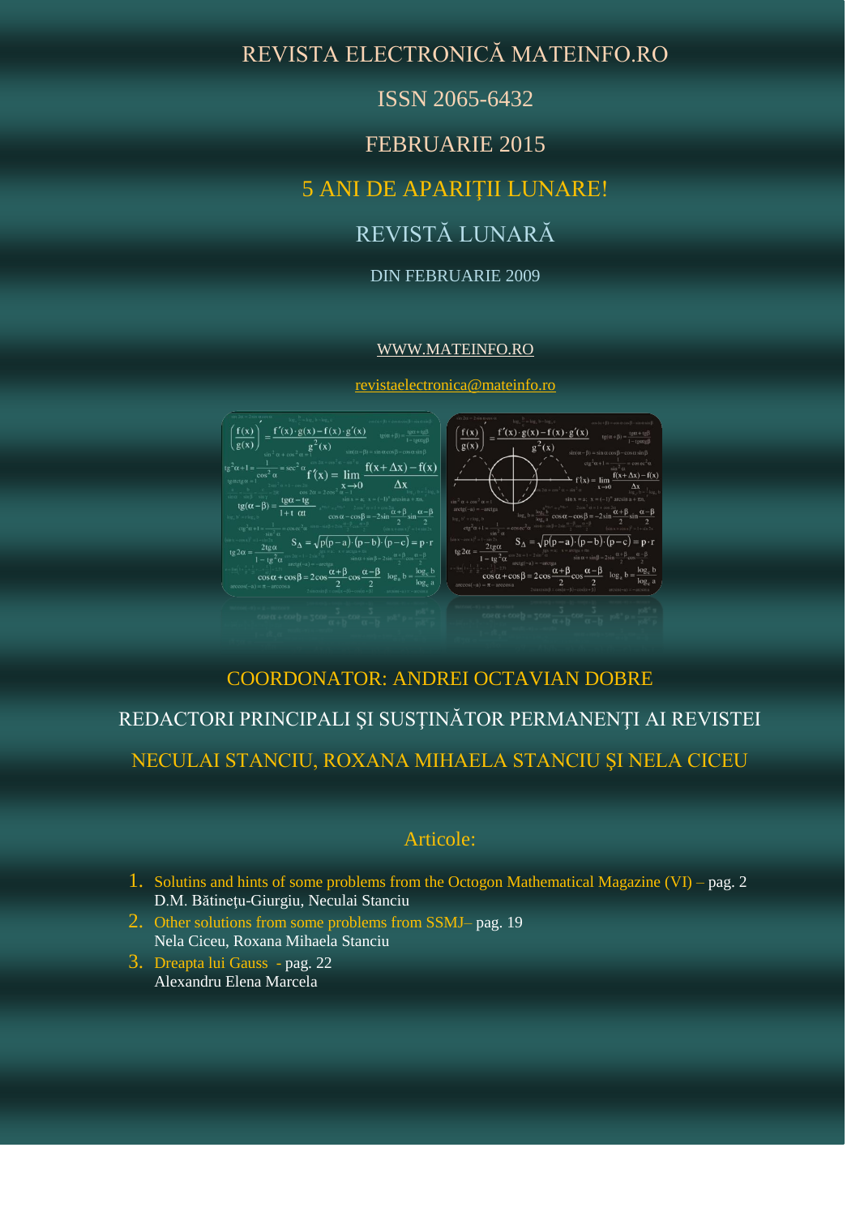# REVISTA ELECTRONICĂ MATEINFO.RO

ISSN 2065-6432

FEBRUARIE 2015

5 ANI DE APARIŢII LUNARE!

REVISTĂ LUNARĂ

DIN FEBRUARIE 2009

WWW.MATEINFO.RO

revistaelectronica@mateinfo.ro

COORDONATOR: ANDREI OCTAVIAN DOBRE

REDACTORI PRINCIPALI ŞI SUSŢINĂTOR PERMANENŢI AI REVISTEI

NECULAI STANCIU, ROXANA MIHAELA STANCIU ŞI NELA CICEU

## Articole:

1. Solutins and hints of some problems from the Octogon Mathematical Magazine (VI) – pag. 2
   D.M. Bătineţu-Giurgiu, Neculai Stanciu
2. Other solutions from some problems from SSMJ– pag. 19
   Nela Ciceu, Roxana Mihaela Stanciu
3. Dreapta lui Gauss - pag. 22
   Alexandru Elena Marcela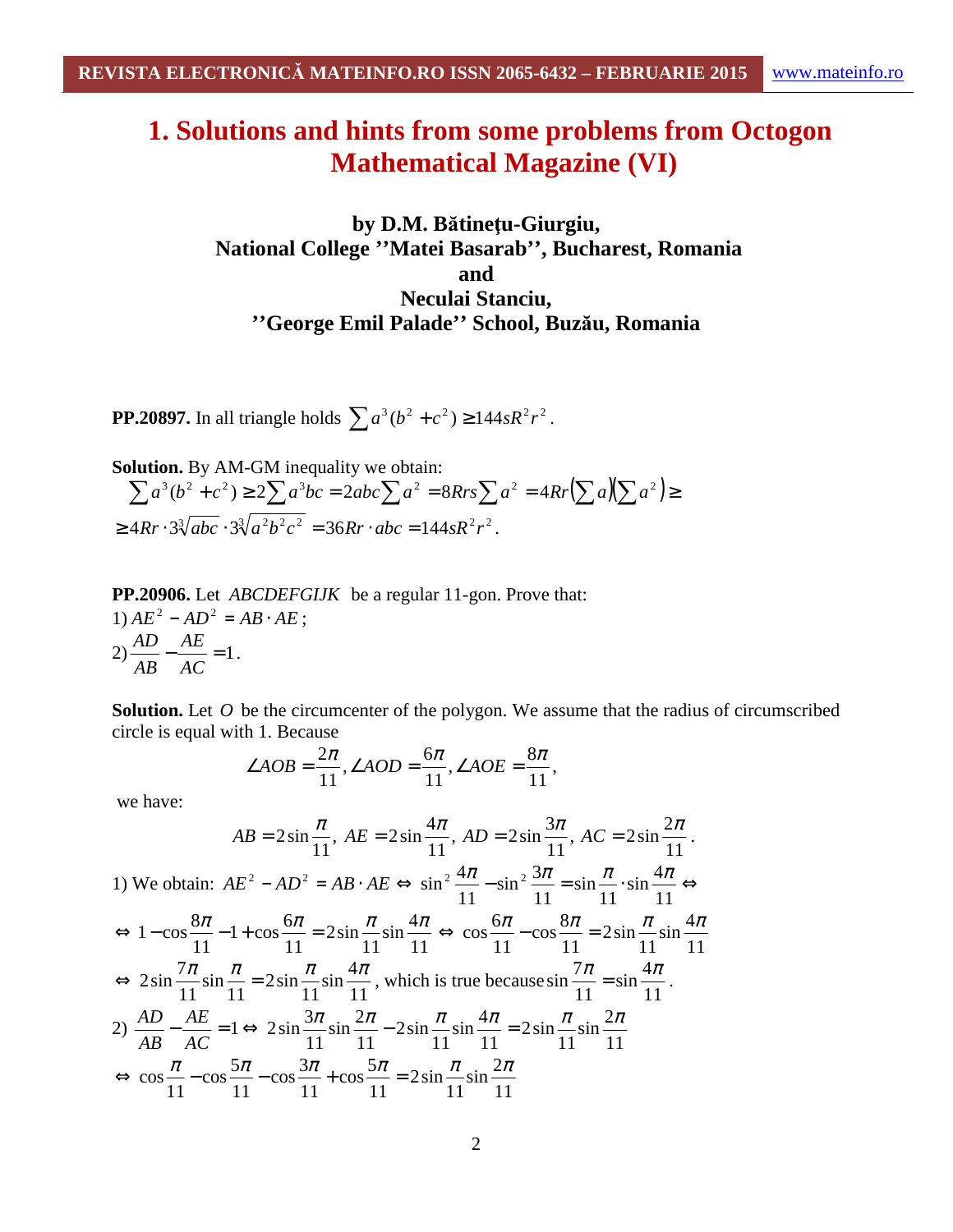# 1. Solutions and hints from some problems from Octogon Mathematical Magazine (VI)

**by D.M. Bătinețu-Giurgiu,**
**National College ''Matei Basarab'', Bucharest, Romania**
**and**
**Neculai Stanciu,**
**''George Emil Palade'' School, Buzău, Romania**

**PP.20897.** In all triangle holds $\sum a^3(b^2+c^2) \geq 144sR^2r^2$.

**Solution.** By AM-GM inequality we obtain:

$$\sum a^3(b^2+c^2) \geq 2\sum a^3bc = 2abc\sum a^2 = 8Rrs\sum a^2 = 4Rr\left(\sum a\right)\left(\sum a^2\right) \geq$$

$$\geq 4Rr \cdot 3\sqrt[3]{abc} \cdot 3\sqrt[3]{a^2b^2c^2} = 36Rr \cdot abc = 144sR^2r^2.$$

**PP.20906.** Let $ABCDEFGIJK$ be a regular 11-gon. Prove that:

1) $AE^2 - AD^2 = AB \cdot AE$;

2) $\dfrac{AD}{AB} - \dfrac{AE}{AC} = 1$.

**Solution.** Let $O$ be the circumcenter of the polygon. We assume that the radius of circumscribed circle is equal with 1. Because

$$\angle AOB = \frac{2\pi}{11}, \angle AOD = \frac{6\pi}{11}, \angle AOE = \frac{8\pi}{11},$$

we have:

$$AB = 2\sin\frac{\pi}{11},\ AE = 2\sin\frac{4\pi}{11},\ AD = 2\sin\frac{3\pi}{11},\ AC = 2\sin\frac{2\pi}{11}.$$

1) We obtain: $AE^2 - AD^2 = AB \cdot AE \Leftrightarrow \sin^2\frac{4\pi}{11} - \sin^2\frac{3\pi}{11} = \sin\frac{\pi}{11}\cdot\sin\frac{4\pi}{11} \Leftrightarrow$

$\Leftrightarrow 1 - \cos\frac{8\pi}{11} - 1 + \cos\frac{6\pi}{11} = 2\sin\frac{\pi}{11}\sin\frac{4\pi}{11} \Leftrightarrow \cos\frac{6\pi}{11} - \cos\frac{8\pi}{11} = 2\sin\frac{\pi}{11}\sin\frac{4\pi}{11}$

$\Leftrightarrow 2\sin\frac{7\pi}{11}\sin\frac{\pi}{11} = 2\sin\frac{\pi}{11}\sin\frac{4\pi}{11}$, which is true because $\sin\frac{7\pi}{11} = \sin\frac{4\pi}{11}$.

2) $\dfrac{AD}{AB} - \dfrac{AE}{AC} = 1 \Leftrightarrow 2\sin\frac{3\pi}{11}\sin\frac{2\pi}{11} - 2\sin\frac{\pi}{11}\sin\frac{4\pi}{11} = 2\sin\frac{\pi}{11}\sin\frac{2\pi}{11}$

$\Leftrightarrow \cos\frac{\pi}{11} - \cos\frac{5\pi}{11} - \cos\frac{3\pi}{11} + \cos\frac{5\pi}{11} = 2\sin\frac{\pi}{11}\sin\frac{2\pi}{11}$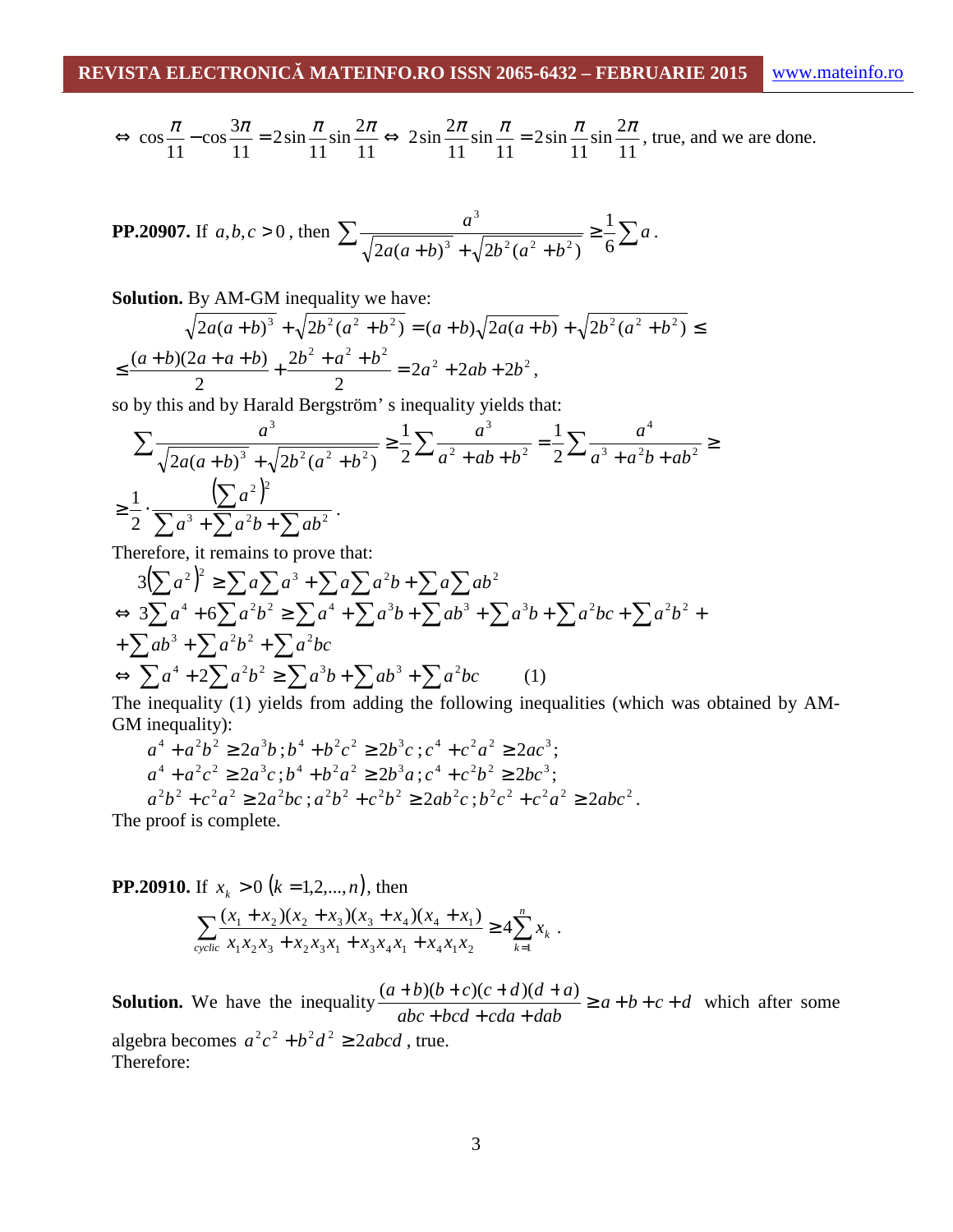$$\Leftrightarrow \cos\frac{\pi}{11} - \cos\frac{3\pi}{11} = 2\sin\frac{\pi}{11}\sin\frac{2\pi}{11} \Leftrightarrow 2\sin\frac{2\pi}{11}\sin\frac{\pi}{11} = 2\sin\frac{\pi}{11}\sin\frac{2\pi}{11}$$, true, and we are done.

**PP.20907.** If $a,b,c > 0$, then $\sum \frac{a^3}{\sqrt{2a(a+b)^3} + \sqrt{2b^2(a^2+b^2)}} \geq \frac{1}{6}\sum a$.

**Solution.** By AM-GM inequality we have:

$$\sqrt{2a(a+b)^3} + \sqrt{2b^2(a^2+b^2)} = (a+b)\sqrt{2a(a+b)} + \sqrt{2b^2(a^2+b^2)} \leq$$

$$\leq \frac{(a+b)(2a+a+b)}{2} + \frac{2b^2+a^2+b^2}{2} = 2a^2 + 2ab + 2b^2,$$

so by this and by Harald Bergström' s inequality yields that:

$$\sum \frac{a^3}{\sqrt{2a(a+b)^3} + \sqrt{2b^2(a^2+b^2)}} \geq \frac{1}{2}\sum \frac{a^3}{a^2+ab+b^2} = \frac{1}{2}\sum \frac{a^4}{a^3+a^2b+ab^2} \geq$$

$$\geq \frac{1}{2} \cdot \frac{\left(\sum a^2\right)^2}{\sum a^3 + \sum a^2b + \sum ab^2}.$$

Therefore, it remains to prove that:

$$3\left(\sum a^2\right)^2 \geq \sum a \sum a^3 + \sum a \sum a^2b + \sum a \sum ab^2$$

$$\Leftrightarrow 3\sum a^4 + 6\sum a^2b^2 \geq \sum a^4 + \sum a^3b + \sum ab^3 + \sum a^3b + \sum a^2bc + \sum a^2b^2 +$$

$$+ \sum ab^3 + \sum a^2b^2 + \sum a^2bc$$

$$\Leftrightarrow \sum a^4 + 2\sum a^2b^2 \geq \sum a^3b + \sum ab^3 + \sum a^2bc \qquad (1)$$

The inequality (1) yields from adding the following inequalities (which was obtained by AM-GM inequality):

$$a^4 + a^2b^2 \geq 2a^3b;\, b^4 + b^2c^2 \geq 2b^3c;\, c^4 + c^2a^2 \geq 2ac^3;$$

$$a^4 + a^2c^2 \geq 2a^3c;\, b^4 + b^2a^2 \geq 2b^3a;\, c^4 + c^2b^2 \geq 2bc^3;$$

$$a^2b^2 + c^2a^2 \geq 2a^2bc;\, a^2b^2 + c^2b^2 \geq 2ab^2c;\, b^2c^2 + c^2a^2 \geq 2abc^2.$$

The proof is complete.

**PP.20910.** If $x_k > 0$ $(k = 1,2,...,n)$, then

$$\sum_{cyclic} \frac{(x_1+x_2)(x_2+x_3)(x_3+x_4)(x_4+x_1)}{x_1x_2x_3 + x_2x_3x_1 + x_3x_4x_1 + x_4x_1x_2} \geq 4\sum_{k=1}^{n} x_k.$$

**Solution.** We have the inequality $\frac{(a+b)(b+c)(c+d)(d+a)}{abc+bcd+cda+dab} \geq a+b+c+d$ which after some algebra becomes $a^2c^2 + b^2d^2 \geq 2abcd$, true.

Therefore: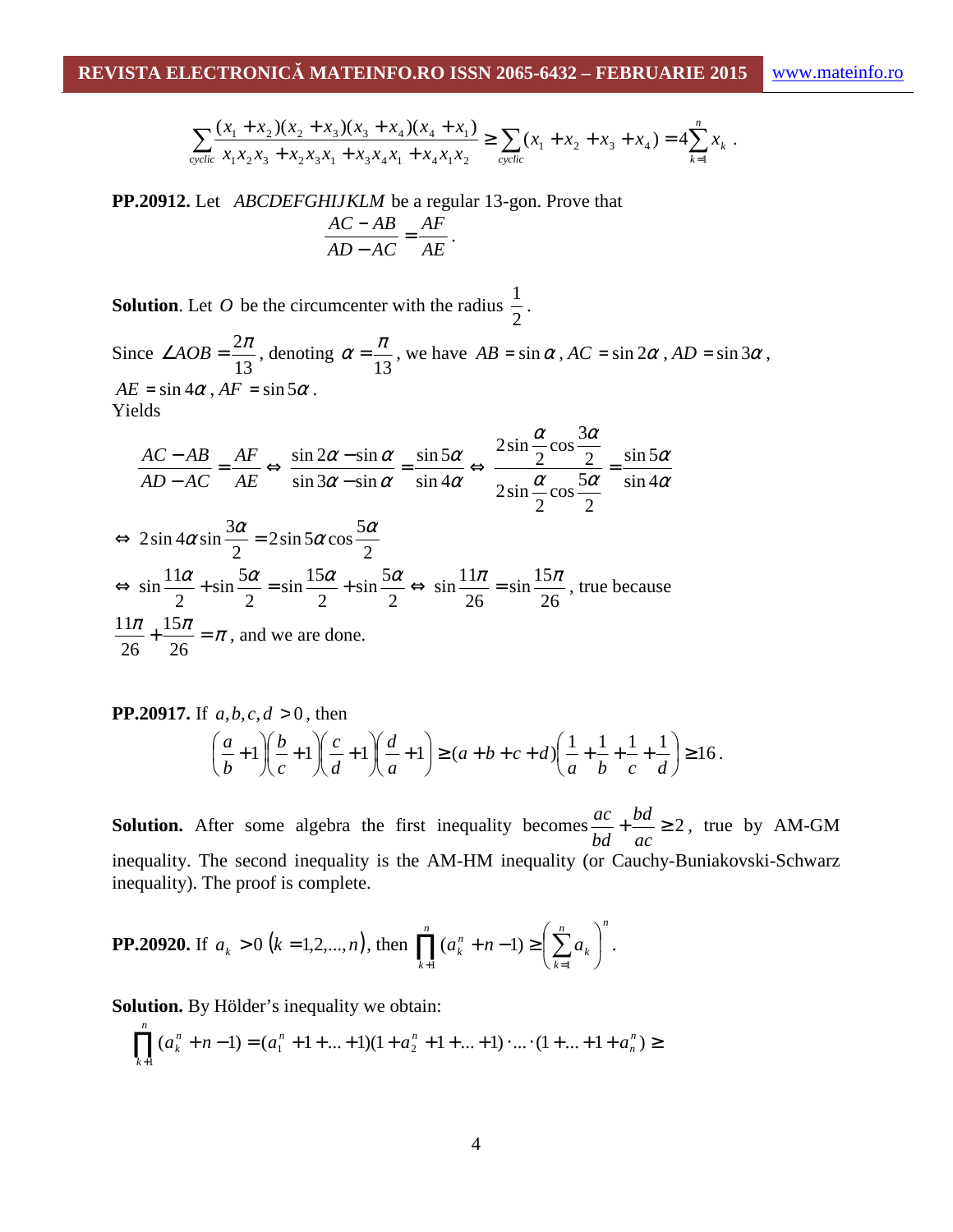$$\sum_{cyclic} \frac{(x_1+x_2)(x_2+x_3)(x_3+x_4)(x_4+x_1)}{x_1x_2x_3+x_2x_3x_1+x_3x_4x_1+x_4x_1x_2} \geq \sum_{cyclic}(x_1+x_2+x_3+x_4) = 4\sum_{k=1}^{n} x_k .$$

**PP.20912.** Let $ABCDEFGHIJKLM$ be a regular 13-gon. Prove that

$$\frac{AC-AB}{AD-AC} = \frac{AF}{AE}.$$

**Solution**. Let $O$ be the circumcenter with the radius $\frac{1}{2}$.

Since $\angle AOB = \frac{2\pi}{13}$, denoting $\alpha = \frac{\pi}{13}$, we have $AB = \sin\alpha$, $AC = \sin 2\alpha$, $AD = \sin 3\alpha$, $AE = \sin 4\alpha$, $AF = \sin 5\alpha$.

Yields

$$\frac{AC-AB}{AD-AC} = \frac{AF}{AE} \Leftrightarrow \frac{\sin 2\alpha - \sin\alpha}{\sin 3\alpha - \sin\alpha} = \frac{\sin 5\alpha}{\sin 4\alpha} \Leftrightarrow \frac{2\sin\frac{\alpha}{2}\cos\frac{3\alpha}{2}}{2\sin\frac{\alpha}{2}\cos\frac{5\alpha}{2}} = \frac{\sin 5\alpha}{\sin 4\alpha}$$

$$\Leftrightarrow 2\sin 4\alpha \sin\frac{3\alpha}{2} = 2\sin 5\alpha \cos\frac{5\alpha}{2}$$

$$\Leftrightarrow \sin\frac{11\alpha}{2} + \sin\frac{5\alpha}{2} = \sin\frac{15\alpha}{2} + \sin\frac{5\alpha}{2} \Leftrightarrow \sin\frac{11\pi}{26} = \sin\frac{15\pi}{26},$$ true because $\frac{11\pi}{26} + \frac{15\pi}{26} = \pi$, and we are done.

**PP.20917.** If $a,b,c,d > 0$, then

$$\left(\frac{a}{b}+1\right)\left(\frac{b}{c}+1\right)\left(\frac{c}{d}+1\right)\left(\frac{d}{a}+1\right) \geq (a+b+c+d)\left(\frac{1}{a}+\frac{1}{b}+\frac{1}{c}+\frac{1}{d}\right) \geq 16.$$

**Solution.** After some algebra the first inequality becomes $\frac{ac}{bd} + \frac{bd}{ac} \geq 2$, true by AM-GM inequality. The second inequality is the AM-HM inequality (or Cauchy-Buniakovski-Schwarz inequality). The proof is complete.

**PP.20920.** If $a_k > 0$ $(k = 1,2,...,n)$, then $\prod_{k+1}^{n} (a_k^n + n - 1) \geq \left(\sum_{k=1}^{n} a_k\right)^n$.

**Solution.** By Hölder's inequality we obtain:

$$\prod_{k+1}^{n} (a_k^n + n - 1) = (a_1^n + 1 + ... + 1)(1 + a_2^n + 1 + ... + 1) \cdot ... \cdot (1 + ... + 1 + a_n^n) \geq$$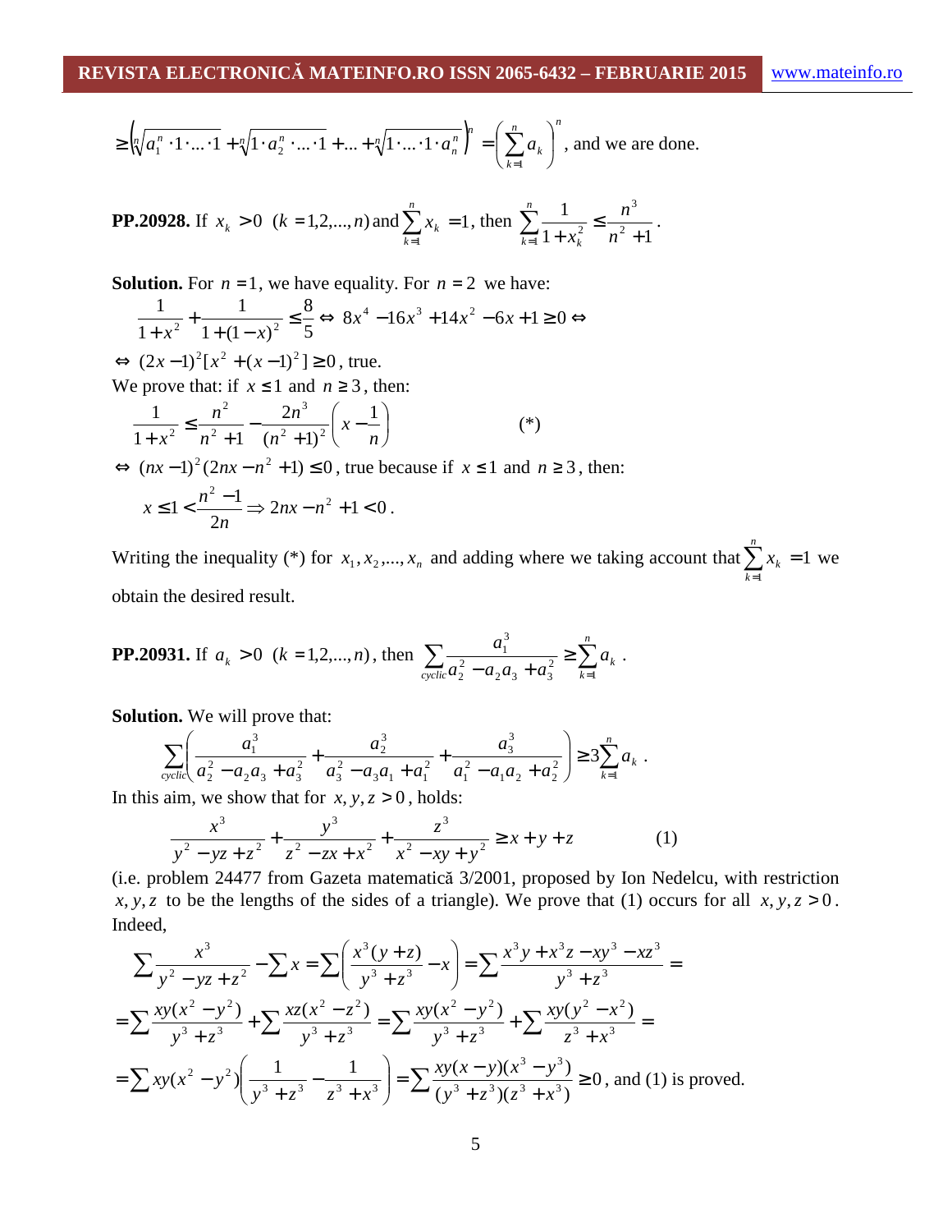$$\geq \left(\sqrt[n]{a_1^n \cdot 1 \cdot \ldots \cdot 1} + \sqrt[n]{1 \cdot a_2^n \cdot \ldots \cdot 1} + \ldots + \sqrt[n]{1 \cdot \ldots \cdot 1 \cdot a_n^n}\right)^n = \left(\sum_{k=1}^n a_k\right)^n$$, and we are done.

**PP.20928.** If $x_k > 0 \ (k = 1,2,\ldots,n)$ and $\sum_{k=1}^n x_k = 1$, then $\sum_{k=1}^n \frac{1}{1+x_k^2} \leq \frac{n^3}{n^2+1}$.

**Solution.** For $n = 1$, we have equality. For $n = 2$ we have:

$$\frac{1}{1+x^2} + \frac{1}{1+(1-x)^2} \leq \frac{8}{5} \Leftrightarrow 8x^4 - 16x^3 + 14x^2 - 6x + 1 \geq 0 \Leftrightarrow$$

$\Leftrightarrow (2x-1)^2[x^2 + (x-1)^2] \geq 0$, true.

We prove that: if $x \leq 1$ and $n \geq 3$, then:

$$\frac{1}{1+x^2} \leq \frac{n^2}{n^2+1} - \frac{2n^3}{(n^2+1)^2}\left(x - \frac{1}{n}\right) \qquad (*)$$

$\Leftrightarrow (nx-1)^2(2nx - n^2 + 1) \leq 0$, true because if $x \leq 1$ and $n \geq 3$, then:

$$x \leq 1 < \frac{n^2-1}{2n} \Rightarrow 2nx - n^2 + 1 < 0.$$

Writing the inequality (*) for $x_1, x_2, \ldots, x_n$ and adding where we taking account that $\sum_{k=1}^n x_k = 1$ we obtain the desired result.

**PP.20931.** If $a_k > 0 \ (k = 1,2,\ldots,n)$, then $\sum_{cyclic} \frac{a_1^3}{a_2^2 - a_2 a_3 + a_3^2} \geq \sum_{k=1}^n a_k$.

**Solution.** We will prove that:

$$\sum_{cyclic}\left(\frac{a_1^3}{a_2^2 - a_2a_3 + a_3^2} + \frac{a_2^3}{a_3^2 - a_3a_1 + a_1^2} + \frac{a_3^3}{a_1^2 - a_1a_2 + a_2^2}\right) \geq 3\sum_{k=1}^n a_k.$$

In this aim, we show that for $x, y, z > 0$, holds:

$$\frac{x^3}{y^2 - yz + z^2} + \frac{y^3}{z^2 - zx + x^2} + \frac{z^3}{x^2 - xy + y^2} \geq x + y + z \qquad (1)$$

(i.e. problem 24477 from Gazeta matematică 3/2001, proposed by Ion Nedelcu, with restriction $x, y, z$ to be the lengths of the sides of a triangle). We prove that (1) occurs for all $x, y, z > 0$. Indeed,

$$\sum \frac{x^3}{y^2 - yz + z^2} - \sum x = \sum\left(\frac{x^3(y+z)}{y^3+z^3} - x\right) = \sum \frac{x^3y + x^3z - xy^3 - xz^3}{y^3+z^3} =$$

$$= \sum \frac{xy(x^2-y^2)}{y^3+z^3} + \sum \frac{xz(x^2-z^2)}{y^3+z^3} = \sum \frac{xy(x^2-y^2)}{y^3+z^3} + \sum \frac{xy(y^2-x^2)}{z^3+x^3} =$$

$$= \sum xy(x^2-y^2)\left(\frac{1}{y^3+z^3} - \frac{1}{z^3+x^3}\right) = \sum \frac{xy(x-y)(x^3-y^3)}{(y^3+z^3)(z^3+x^3)} \geq 0$$, and (1) is proved.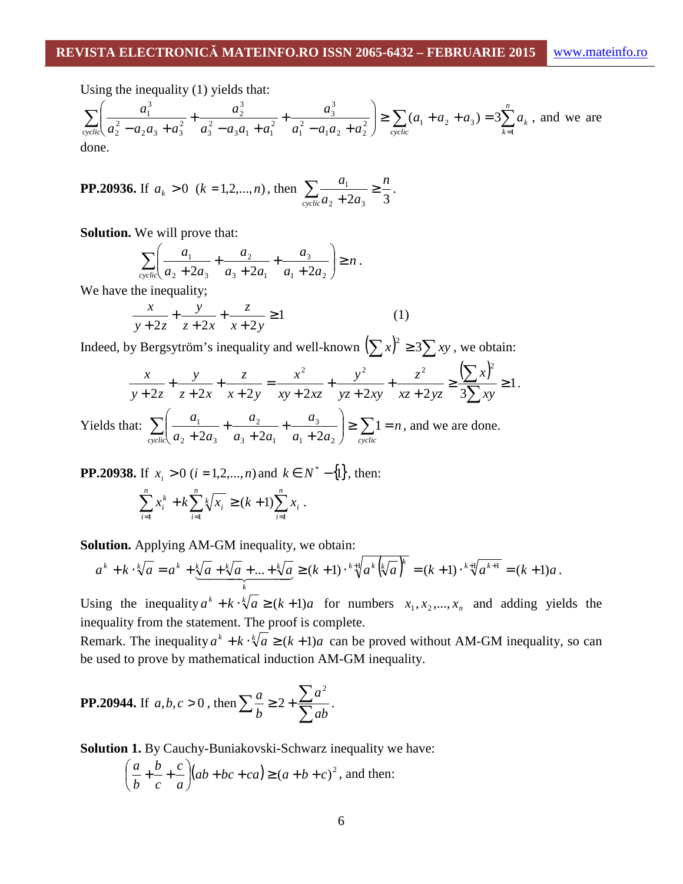Using the inequality (1) yields that:

$$\sum_{cyclic}\left(\frac{a_1^3}{a_2^2-a_2a_3+a_3^2}+\frac{a_2^3}{a_3^2-a_3a_1+a_1^2}+\frac{a_3^3}{a_1^2-a_1a_2+a_2^2}\right)\geq\sum_{cyclic}(a_1+a_2+a_3)=3\sum_{k=1}^{n}a_k$$

, and we are done.

**PP.20936.** If $a_k>0$ $(k=1,2,...,n)$, then $\sum_{cyclic}\frac{a_1}{a_2+2a_3}\geq\frac{n}{3}$.

**Solution.** We will prove that:

$$\sum_{cyclic}\left(\frac{a_1}{a_2+2a_3}+\frac{a_2}{a_3+2a_1}+\frac{a_3}{a_1+2a_2}\right)\geq n.$$

We have the inequality;

$$\frac{x}{y+2z}+\frac{y}{z+2x}+\frac{z}{x+2y}\geq 1 \qquad (1)$$

Indeed, by Bergsytröm's inequality and well-known $\left(\sum x\right)^2\geq 3\sum xy$, we obtain:

$$\frac{x}{y+2z}+\frac{y}{z+2x}+\frac{z}{x+2y}=\frac{x^2}{xy+2xz}+\frac{y^2}{yz+2xy}+\frac{z^2}{xz+2yz}\geq\frac{\left(\sum x\right)^2}{3\sum xy}\geq 1.$$

Yields that: $\sum_{cyclic}\left(\frac{a_1}{a_2+2a_3}+\frac{a_2}{a_3+2a_1}+\frac{a_3}{a_1+2a_2}\right)\geq\sum_{cyclic}1=n$, and we are done.

**PP.20938.** If $x_i>0$ $(i=1,2,...,n)$ and $k\in N^*-\{1\}$, then:

$$\sum_{i=1}^{n}x_i^k+k\sum_{i=1}^{n}\sqrt[k]{x_i}\geq(k+1)\sum_{i=1}^{n}x_i.$$

**Solution.** Applying AM-GM inequality, we obtain:

$$a^k+k\cdot\sqrt[k]{a}=a^k+\underbrace{\sqrt[k]{a}+\sqrt[k]{a}+...+\sqrt[k]{a}}_{k}\geq(k+1)\cdot\sqrt[k+1]{a^k\left(\sqrt[k]{a}\right)^k}=(k+1)\cdot\sqrt[k+1]{a^{k+1}}=(k+1)a.$$

Using the inequality $a^k+k\cdot\sqrt[k]{a}\geq(k+1)a$ for numbers $x_1,x_2,...,x_n$ and adding yields the inequality from the statement. The proof is complete.

Remark. The inequality $a^k+k\cdot\sqrt[k]{a}\geq(k+1)a$ can be proved without AM-GM inequality, so can be used to prove by mathematical induction AM-GM inequality.

**PP.20944.** If $a,b,c>0$, then $\sum\frac{a}{b}\geq 2+\frac{\sum a^2}{\sum ab}$.

**Solution 1.** By Cauchy-Buniakovski-Schwarz inequality we have:

$$\left(\frac{a}{b}+\frac{b}{c}+\frac{c}{a}\right)(ab+bc+ca)\geq(a+b+c)^2$$

, and then: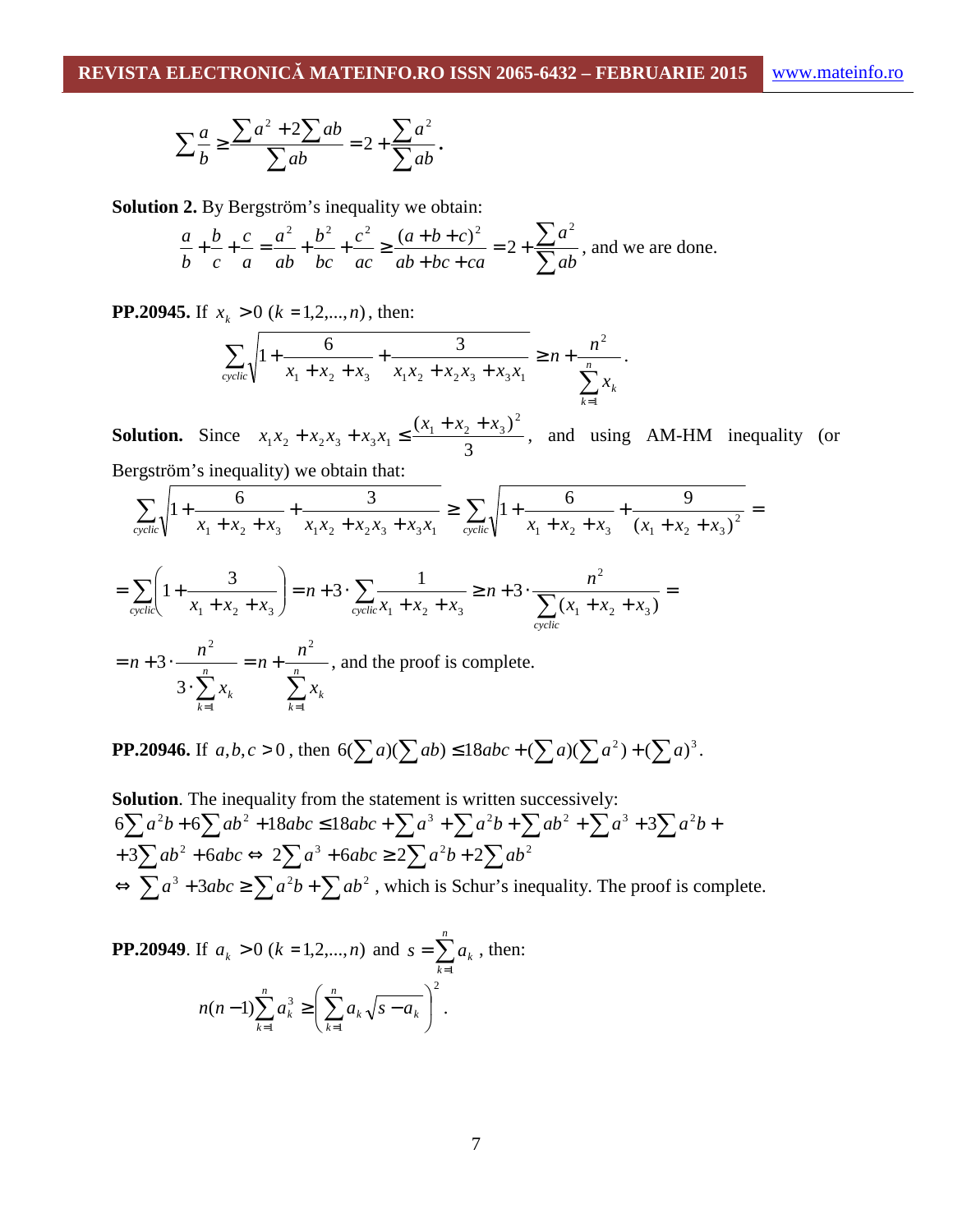$$\sum \frac{a}{b} \geq \frac{\sum a^2 + 2\sum ab}{\sum ab} = 2 + \frac{\sum a^2}{\sum ab}.$$

**Solution 2.** By Bergström's inequality we obtain:

$$\frac{a}{b} + \frac{b}{c} + \frac{c}{a} = \frac{a^2}{ab} + \frac{b^2}{bc} + \frac{c^2}{ac} \geq \frac{(a+b+c)^2}{ab+bc+ca} = 2 + \frac{\sum a^2}{\sum ab}, \text{ and we are done.}$$

**PP.20945.** If $x_k > 0 \ (k = 1,2,...,n)$, then:

$$\sum_{cyclic} \sqrt{1 + \frac{6}{x_1 + x_2 + x_3} + \frac{3}{x_1x_2 + x_2x_3 + x_3x_1}} \geq n + \frac{n^2}{\sum_{k=1}^{n} x_k}.$$

**Solution.** Since $x_1x_2 + x_2x_3 + x_3x_1 \leq \frac{(x_1 + x_2 + x_3)^2}{3}$, and using AM-HM inequality (or Bergström's inequality) we obtain that:

$$\sum_{cyclic} \sqrt{1 + \frac{6}{x_1 + x_2 + x_3} + \frac{3}{x_1x_2 + x_2x_3 + x_3x_1}} \geq \sum_{cyclic} \sqrt{1 + \frac{6}{x_1 + x_2 + x_3} + \frac{9}{(x_1 + x_2 + x_3)^2}} =$$

$$= \sum_{cyclic} \left(1 + \frac{3}{x_1 + x_2 + x_3}\right) = n + 3 \cdot \sum_{cyclic} \frac{1}{x_1 + x_2 + x_3} \geq n + 3 \cdot \frac{n^2}{\sum_{cyclic} (x_1 + x_2 + x_3)} =$$

$$= n + 3 \cdot \frac{n^2}{3 \cdot \sum_{k=1}^{n} x_k} = n + \frac{n^2}{\sum_{k=1}^{n} x_k}, \text{ and the proof is complete.}$$

**PP.20946.** If $a,b,c > 0$, then $6(\sum a)(\sum ab) \leq 18abc + (\sum a)(\sum a^2) + (\sum a)^3$.

**Solution**. The inequality from the statement is written successively:

$$6\sum a^2b + 6\sum ab^2 + 18abc \leq 18abc + \sum a^3 + \sum a^2b + \sum ab^2 + \sum a^3 + 3\sum a^2b +$$
$$+ 3\sum ab^2 + 6abc \Leftrightarrow 2\sum a^3 + 6abc \geq 2\sum a^2b + 2\sum ab^2$$
$$\Leftrightarrow \sum a^3 + 3abc \geq \sum a^2b + \sum ab^2$$, which is Schur's inequality. The proof is complete.

**PP.20949**. If $a_k > 0 \ (k = 1,2,...,n)$ and $s = \sum_{k=1}^{n} a_k$, then:

$$n(n-1)\sum_{k=1}^{n} a_k^3 \geq \left(\sum_{k=1}^{n} a_k \sqrt{s - a_k}\right)^2.$$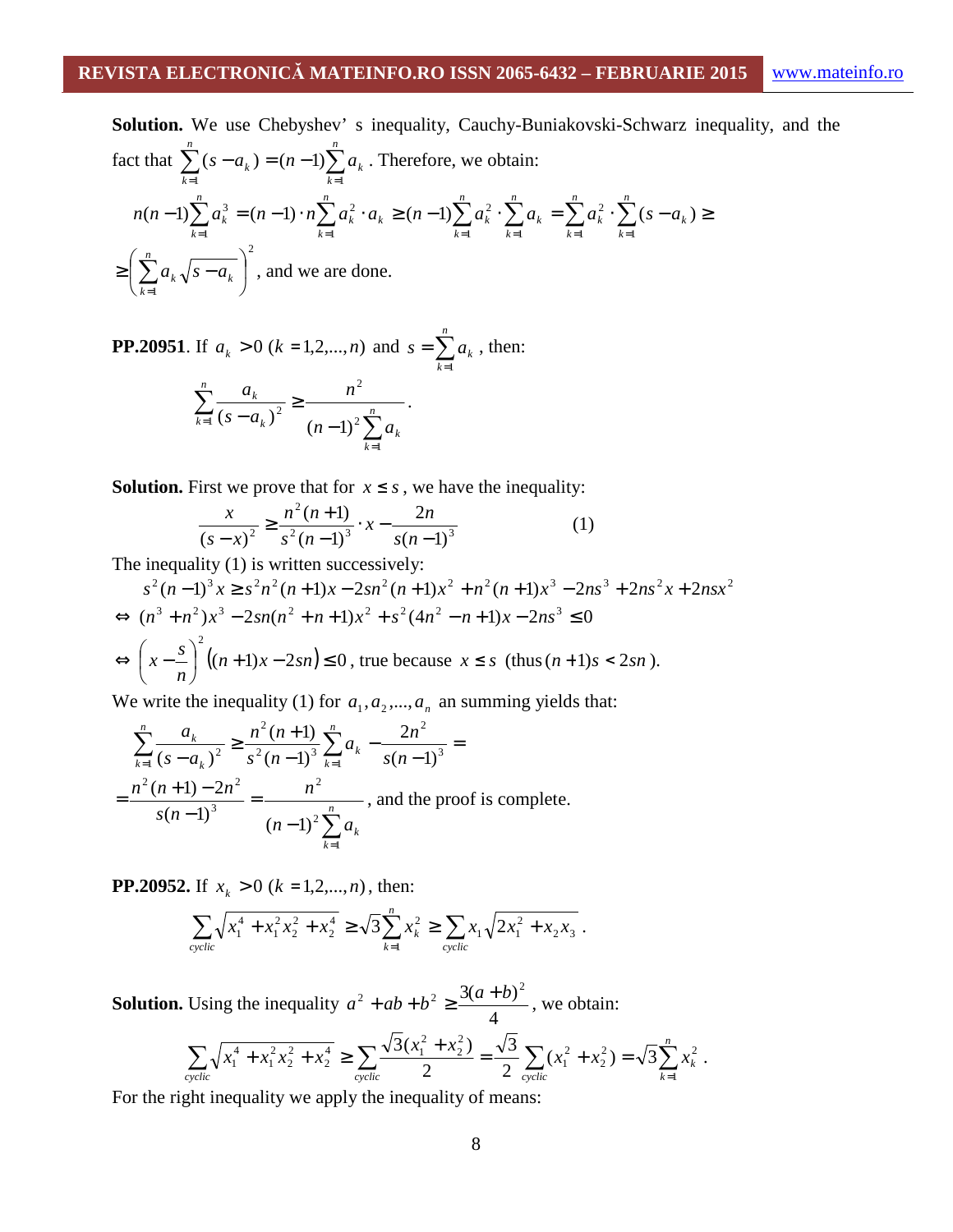**Solution.** We use Chebyshev' s inequality, Cauchy-Buniakovski-Schwarz inequality, and the fact that $\sum_{k=1}^{n}(s-a_k)=(n-1)\sum_{k=1}^{n}a_k$. Therefore, we obtain:

$$n(n-1)\sum_{k=1}^{n}a_k^3=(n-1)\cdot n\sum_{k=1}^{n}a_k^2\cdot a_k\geq(n-1)\sum_{k=1}^{n}a_k^2\cdot\sum_{k=1}^{n}a_k=\sum_{k=1}^{n}a_k^2\cdot\sum_{k=1}^{n}(s-a_k)\geq$$

$$\geq\left(\sum_{k=1}^{n}a_k\sqrt{s-a_k}\right)^2$$, and we are done.

**PP.20951**. If $a_k>0\ (k=1,2,...,n)$ and $s=\sum_{k=1}^{n}a_k$, then:

$$\sum_{k=1}^{n}\frac{a_k}{(s-a_k)^2}\geq\frac{n^2}{(n-1)^2\sum_{k=1}^{n}a_k}.$$

**Solution.** First we prove that for $x\leq s$, we have the inequality:

$$\frac{x}{(s-x)^2}\geq\frac{n^2(n+1)}{s^2(n-1)^3}\cdot x-\frac{2n}{s(n-1)^3}\qquad(1)$$

The inequality (1) is written successively:

$$s^2(n-1)^3x\geq s^2n^2(n+1)x-2sn^2(n+1)x^2+n^2(n+1)x^3-2ns^3+2ns^2x+2nsx^2$$

$$\Leftrightarrow\ (n^3+n^2)x^3-2sn(n^2+n+1)x^2+s^2(4n^2-n+1)x-2ns^3\leq 0$$

$$\Leftrightarrow\ \left(x-\frac{s}{n}\right)^2\left((n+1)x-2sn\right)\leq 0$$, true because $x\leq s$ (thus $(n+1)s<2sn$).

We write the inequality (1) for $a_1,a_2,...,a_n$ an summing yields that:

$$\sum_{k=1}^{n}\frac{a_k}{(s-a_k)^2}\geq\frac{n^2(n+1)}{s^2(n-1)^3}\sum_{k=1}^{n}a_k-\frac{2n^2}{s(n-1)^3}=$$

$$=\frac{n^2(n+1)-2n^2}{s(n-1)^3}=\frac{n^2}{(n-1)^2\sum_{k=1}^{n}a_k}$$, and the proof is complete.

**PP.20952.** If $x_k>0\ (k=1,2,...,n)$, then:

$$\sum_{cyclic}\sqrt{x_1^4+x_1^2x_2^2+x_2^4}\geq\sqrt{3}\sum_{k=1}^{n}x_k^2\geq\sum_{cyclic}x_1\sqrt{2x_1^2+x_2x_3}.$$

**Solution.** Using the inequality $a^2+ab+b^2\geq\frac{3(a+b)^2}{4}$, we obtain:

$$\sum_{cyclic}\sqrt{x_1^4+x_1^2x_2^2+x_2^4}\geq\sum_{cyclic}\frac{\sqrt{3}(x_1^2+x_2^2)}{2}=\frac{\sqrt{3}}{2}\sum_{cyclic}(x_1^2+x_2^2)=\sqrt{3}\sum_{k=1}^{n}x_k^2.$$

For the right inequality we apply the inequality of means: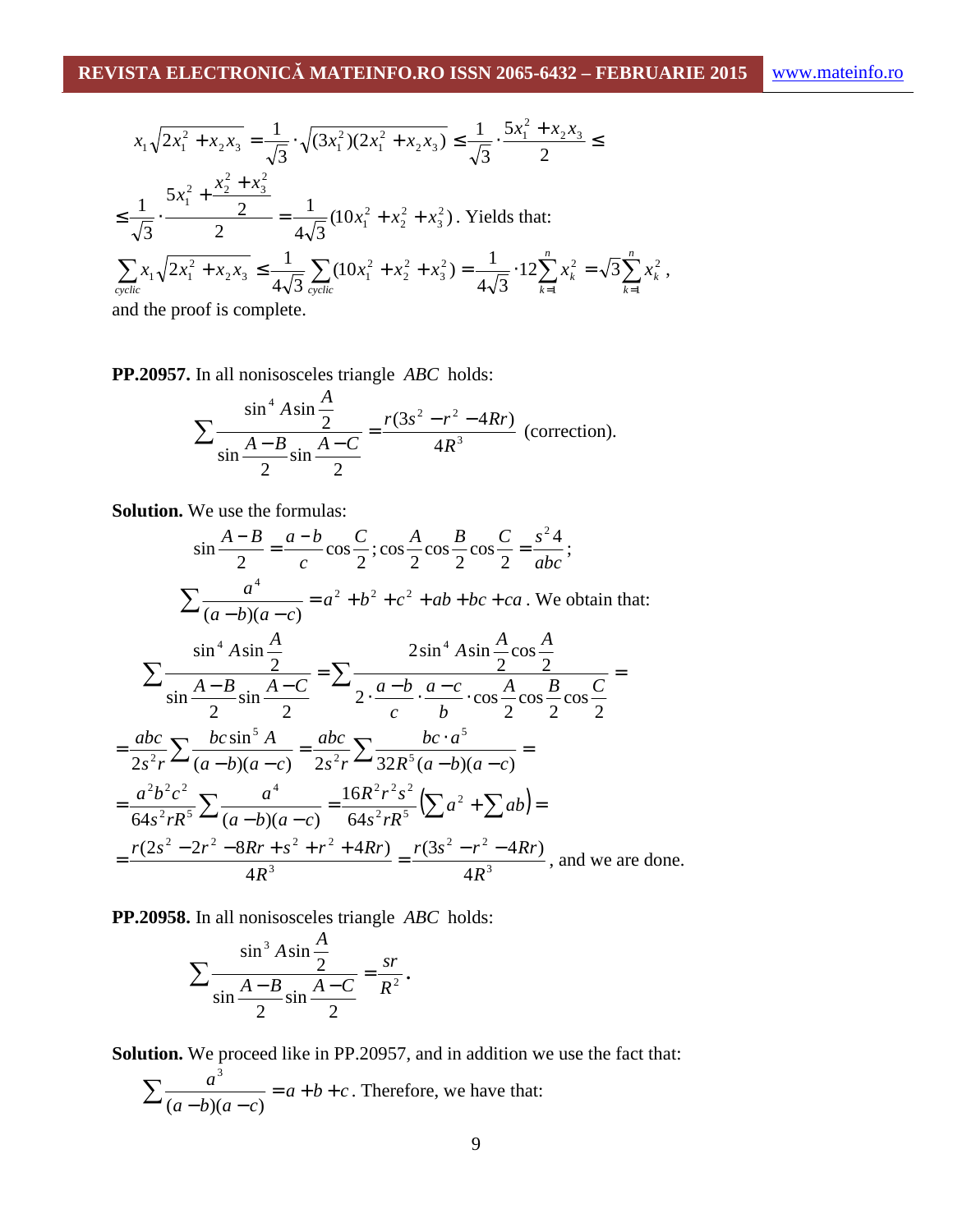$$x_1\sqrt{2x_1^2+x_2x_3}=\frac{1}{\sqrt{3}}\cdot\sqrt{(3x_1^2)(2x_1^2+x_2x_3)}\le\frac{1}{\sqrt{3}}\cdot\frac{5x_1^2+x_2x_3}{2}\le$$

$$\le\frac{1}{\sqrt{3}}\cdot\frac{5x_1^2+\frac{x_2^2+x_3^2}{2}}{2}=\frac{1}{4\sqrt{3}}(10x_1^2+x_2^2+x_3^2).$$ Yields that:

$$\sum_{cyclic}x_1\sqrt{2x_1^2+x_2x_3}\le\frac{1}{4\sqrt{3}}\sum_{cyclic}(10x_1^2+x_2^2+x_3^2)=\frac{1}{4\sqrt{3}}\cdot 12\sum_{k=1}^{n}x_k^2=\sqrt{3}\sum_{k=1}^{n}x_k^2,$$

and the proof is complete.

**PP.20957.** In all nonisosceles triangle $ABC$ holds:

$$\sum\frac{\sin^4 A\sin\frac{A}{2}}{\sin\frac{A-B}{2}\sin\frac{A-C}{2}}=\frac{r(3s^2-r^2-4Rr)}{4R^3}\text{ (correction).}$$

**Solution.** We use the formulas:

$$\sin\frac{A-B}{2}=\frac{a-b}{c}\cos\frac{C}{2};\ \cos\frac{A}{2}\cos\frac{B}{2}\cos\frac{C}{2}=\frac{s^2 4}{abc};$$

$$\sum\frac{a^4}{(a-b)(a-c)}=a^2+b^2+c^2+ab+bc+ca.$$ We obtain that:

$$\sum\frac{\sin^4 A\sin\frac{A}{2}}{\sin\frac{A-B}{2}\sin\frac{A-C}{2}}=\sum\frac{2\sin^4 A\sin\frac{A}{2}\cos\frac{A}{2}}{2\cdot\frac{a-b}{c}\cdot\frac{a-c}{b}\cdot\cos\frac{A}{2}\cos\frac{B}{2}\cos\frac{C}{2}}=$$

$$=\frac{abc}{2s^2r}\sum\frac{bc\sin^5 A}{(a-b)(a-c)}=\frac{abc}{2s^2r}\sum\frac{bc\cdot a^5}{32R^5(a-b)(a-c)}=$$

$$=\frac{a^2b^2c^2}{64s^2rR^5}\sum\frac{a^4}{(a-b)(a-c)}=\frac{16R^2r^2s^2}{64s^2rR^5}\left(\sum a^2+\sum ab\right)=$$

$$=\frac{r(2s^2-2r^2-8Rr+s^2+r^2+4Rr)}{4R^3}=\frac{r(3s^2-r^2-4Rr)}{4R^3},$$ and we are done.

**PP.20958.** In all nonisosceles triangle $ABC$ holds:

$$\sum\frac{\sin^3 A\sin\frac{A}{2}}{\sin\frac{A-B}{2}\sin\frac{A-C}{2}}=\frac{sr}{R^2}.$$

**Solution.** We proceed like in PP.20957, and in addition we use the fact that:

$$\sum\frac{a^3}{(a-b)(a-c)}=a+b+c.$$ Therefore, we have that: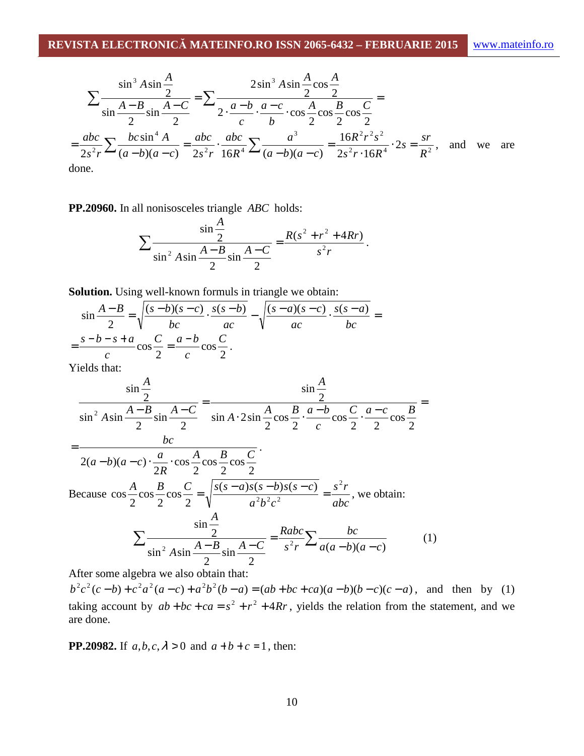$$\sum \frac{\sin^3 A \sin\frac{A}{2}}{\sin\frac{A-B}{2}\sin\frac{A-C}{2}} = \sum \frac{2\sin^3 A \sin\frac{A}{2}\cos\frac{A}{2}}{2\cdot\frac{a-b}{c}\cdot\frac{a-c}{b}\cdot\cos\frac{A}{2}\cos\frac{B}{2}\cos\frac{C}{2}} =$$

$= \frac{abc}{2s^2r}\sum\frac{bc\sin^4 A}{(a-b)(a-c)} = \frac{abc}{2s^2r}\cdot\frac{abc}{16R^4}\sum\frac{a^3}{(a-b)(a-c)} = \frac{16R^2r^2s^2}{2s^2r\cdot 16R^4}\cdot 2s = \frac{sr}{R^2}$, and we are done.

**PP.20960.** In all nonisosceles triangle $ABC$ holds:

$$\sum \frac{\sin\frac{A}{2}}{\sin^2 A\sin\frac{A-B}{2}\sin\frac{A-C}{2}} = \frac{R(s^2+r^2+4Rr)}{s^2r}.$$

**Solution.** Using well-known formulas in triangle we obtain:

$$\sin\frac{A-B}{2} = \sqrt{\frac{(s-b)(s-c)}{bc}\cdot\frac{s(s-b)}{ac}} - \sqrt{\frac{(s-a)(s-c)}{ac}\cdot\frac{s(s-a)}{bc}} =$$

$$= \frac{s-b-s+a}{c}\cos\frac{C}{2} = \frac{a-b}{c}\cos\frac{C}{2}.$$

Yields that:

$$\frac{\sin\frac{A}{2}}{\sin^2 A\sin\frac{A-B}{2}\sin\frac{A-C}{2}} = \frac{\sin\frac{A}{2}}{\sin A\cdot 2\sin\frac{A}{2}\cos\frac{B}{2}\cdot\frac{a-b}{c}\cos\frac{C}{2}\cdot\frac{a-c}{2}\cos\frac{B}{2}} =$$

$$= \frac{bc}{2(a-b)(a-c)\cdot\frac{a}{2R}\cdot\cos\frac{A}{2}\cos\frac{B}{2}\cos\frac{C}{2}}.$$

Because $\cos\frac{A}{2}\cos\frac{B}{2}\cos\frac{C}{2} = \sqrt{\frac{s(s-a)s(s-b)s(s-c)}{a^2b^2c^2}} = \frac{s^2r}{abc}$, we obtain:

$$\sum \frac{\sin\frac{A}{2}}{\sin^2 A\sin\frac{A-B}{2}\sin\frac{A-C}{2}} = \frac{Rabc}{s^2r}\sum\frac{bc}{a(a-b)(a-c)} \qquad (1)$$

After some algebra we also obtain that:
$b^2c^2(c-b)+c^2a^2(a-c)+a^2b^2(b-a) = (ab+bc+ca)(a-b)(b-c)(c-a)$, and then by (1) taking account by $ab+bc+ca = s^2+r^2+4Rr$, yields the relation from the statement, and we are done.

**PP.20982.** If $a,b,c,\lambda > 0$ and $a+b+c=1$, then: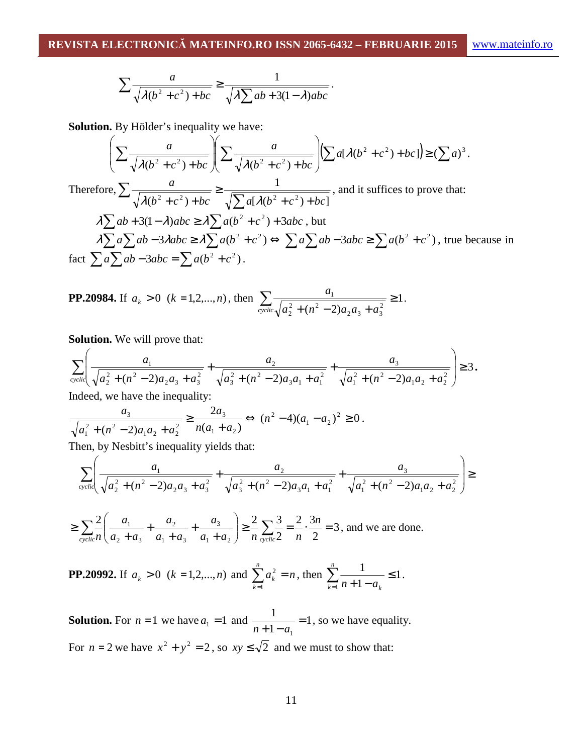$$\sum \frac{a}{\sqrt{\lambda(b^2+c^2)+bc}} \geq \frac{1}{\sqrt{\lambda \sum ab + 3(1-\lambda)abc}}.$$

**Solution.** By Hölder's inequality we have:

$$\left(\sum \frac{a}{\sqrt{\lambda(b^2+c^2)+bc}}\right)\left(\sum \frac{a}{\sqrt{\lambda(b^2+c^2)+bc}}\right)\left(\sum a[\lambda(b^2+c^2)+bc]\right) \geq \left(\sum a\right)^3.$$

Therefore, $\sum \frac{a}{\sqrt{\lambda(b^2+c^2)+bc}} \geq \frac{1}{\sqrt{\sum a[\lambda(b^2+c^2)+bc]}}$, and it suffices to prove that:

$\lambda \sum ab + 3(1-\lambda)abc \geq \lambda \sum a(b^2+c^2) + 3abc$, but

$\lambda \sum a \sum ab - 3\lambda abc \geq \lambda \sum a(b^2+c^2) \Leftrightarrow \sum a \sum ab - 3abc \geq \sum a(b^2+c^2)$, true because in fact $\sum a \sum ab - 3abc = \sum a(b^2+c^2)$.

**PP.20984.** If $a_k > 0 \ (k = 1,2,...,n)$, then $\sum_{cyclic} \frac{a_1}{\sqrt{a_2^2 + (n^2-2)a_2a_3 + a_3^2}} \geq 1$.

**Solution.** We will prove that:

$$\sum_{cyclic}\left(\frac{a_1}{\sqrt{a_2^2+(n^2-2)a_2a_3+a_3^2}} + \frac{a_2}{\sqrt{a_3^2+(n^2-2)a_3a_1+a_1^2}} + \frac{a_3}{\sqrt{a_1^2+(n^2-2)a_1a_2+a_2^2}}\right) \geq 3.$$

Indeed, we have the inequality:

$$\frac{a_3}{\sqrt{a_1^2+(n^2-2)a_1a_2+a_2^2}} \geq \frac{2a_3}{n(a_1+a_2)} \Leftrightarrow (n^2-4)(a_1-a_2)^2 \geq 0.$$

Then, by Nesbitt's inequality yields that:

$$\sum_{cyclic}\left(\frac{a_1}{\sqrt{a_2^2+(n^2-2)a_2a_3+a_3^2}} + \frac{a_2}{\sqrt{a_3^2+(n^2-2)a_3a_1+a_1^2}} + \frac{a_3}{\sqrt{a_1^2+(n^2-2)a_1a_2+a_2^2}}\right) \geq$$

$$\geq \sum_{cyclic} \frac{2}{n}\left(\frac{a_1}{a_2+a_3} + \frac{a_2}{a_1+a_3} + \frac{a_3}{a_1+a_2}\right) \geq \frac{2}{n}\sum_{cyclic}\frac{3}{2} = \frac{2}{n}\cdot\frac{3n}{2} = 3,$$ and we are done.

**PP.20992.** If $a_k > 0 \ (k = 1,2,...,n)$ and $\sum_{k=1}^{n} a_k^2 = n$, then $\sum_{k=1}^{n} \frac{1}{n+1-a_k} \leq 1$.

**Solution.** For $n = 1$ we have $a_1 = 1$ and $\frac{1}{n+1-a_1} = 1$, so we have equality.

For $n = 2$ we have $x^2 + y^2 = 2$, so $xy \leq \sqrt{2}$ and we must to show that: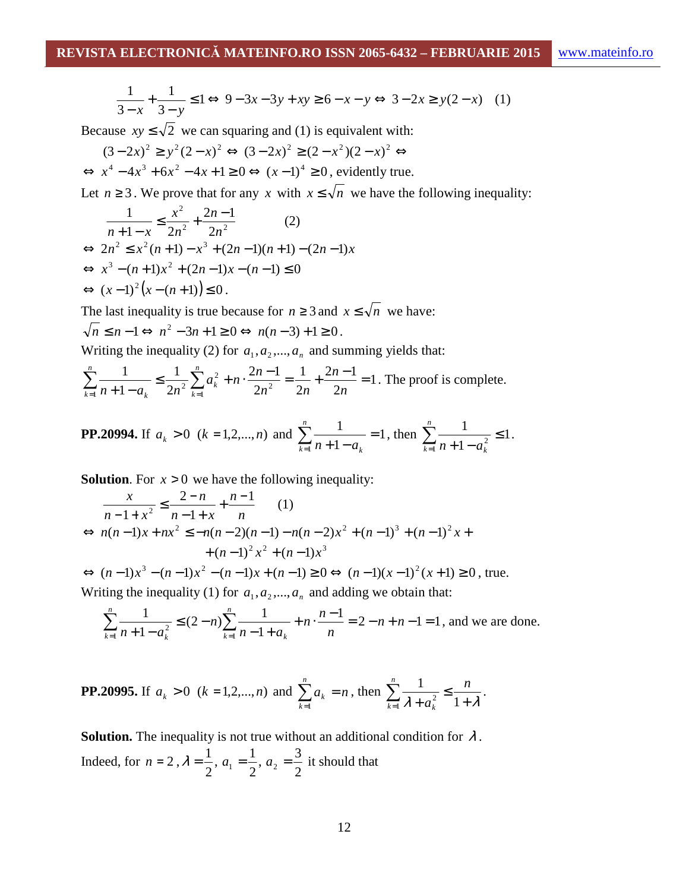$$\frac{1}{3-x}+\frac{1}{3-y}\leq 1\Leftrightarrow\ 9-3x-3y+xy\geq 6-x-y\Leftrightarrow\ 3-2x\geq y(2-x)\quad (1)$$

Because $xy\leq\sqrt{2}$ we can squaring and (1) is equivalent with:

$$(3-2x)^2\geq y^2(2-x)^2\Leftrightarrow\ (3-2x)^2\geq(2-x^2)(2-x)^2\Leftrightarrow$$

$$\Leftrightarrow\ x^4-4x^3+6x^2-4x+1\geq 0\Leftrightarrow\ (x-1)^4\geq 0,\text{ evidently true.}$$

Let $n\geq 3$. We prove that for any $x$ with $x\leq\sqrt{n}$ we have the following inequality:

$$\frac{1}{n+1-x}\leq\frac{x^2}{2n^2}+\frac{2n-1}{2n^2}\qquad (2)$$

$$\Leftrightarrow\ 2n^2\leq x^2(n+1)-x^3+(2n-1)(n+1)-(2n-1)x$$

$$\Leftrightarrow\ x^3-(n+1)x^2+(2n-1)x-(n-1)\leq 0$$

$$\Leftrightarrow\ (x-1)^2\left(x-(n+1)\right)\leq 0.$$

The last inequality is true because for $n\geq 3$ and $x\leq\sqrt{n}$ we have:

$\sqrt{n}\leq n-1\Leftrightarrow\ n^2-3n+1\geq 0\Leftrightarrow\ n(n-3)+1\geq 0$.

Writing the inequality (2) for $a_1,a_2,\ldots,a_n$ and summing yields that:

$$\sum_{k=1}^{n}\frac{1}{n+1-a_k}\leq\frac{1}{2n^2}\sum_{k=1}^{n}a_k^2+n\cdot\frac{2n-1}{2n^2}=\frac{1}{2n}+\frac{2n-1}{2n}=1.\text{ The proof is complete.}$$

**PP.20994.** If $a_k>0\ (k=1,2,\ldots,n)$ and $\sum_{k=1}^{n}\frac{1}{n+1-a_k}=1$, then $\sum_{k=1}^{n}\frac{1}{n+1-a_k^2}\leq 1$.

**Solution**. For $x>0$ we have the following inequality:

$$\frac{x}{n-1+x^2}\leq\frac{2-n}{n-1+x}+\frac{n-1}{n}\qquad (1)$$

$$\Leftrightarrow\ n(n-1)x+nx^2\leq -n(n-2)(n-1)-n(n-2)x^2+(n-1)^3+(n-1)^2x+$$
$$+(n-1)^2x^2+(n-1)x^3$$

$$\Leftrightarrow\ (n-1)x^3-(n-1)x^2-(n-1)x+(n-1)\geq 0\Leftrightarrow\ (n-1)(x-1)^2(x+1)\geq 0,\text{ true.}$$

Writing the inequality (1) for $a_1,a_2,\ldots,a_n$ and adding we obtain that:

$$\sum_{k=1}^{n}\frac{1}{n+1-a_k^2}\leq(2-n)\sum_{k=1}^{n}\frac{1}{n-1+a_k}+n\cdot\frac{n-1}{n}=2-n+n-1=1,\text{ and we are done.}$$

**PP.20995.** If $a_k>0\ (k=1,2,\ldots,n)$ and $\sum_{k=1}^{n}a_k=n$, then $\sum_{k=1}^{n}\frac{1}{\lambda+a_k^2}\leq\frac{n}{1+\lambda}$.

**Solution.** The inequality is not true without an additional condition for $\lambda$.

Indeed, for $n=2$, $\lambda=\frac{1}{2}$, $a_1=\frac{1}{2}$, $a_2=\frac{3}{2}$ it should that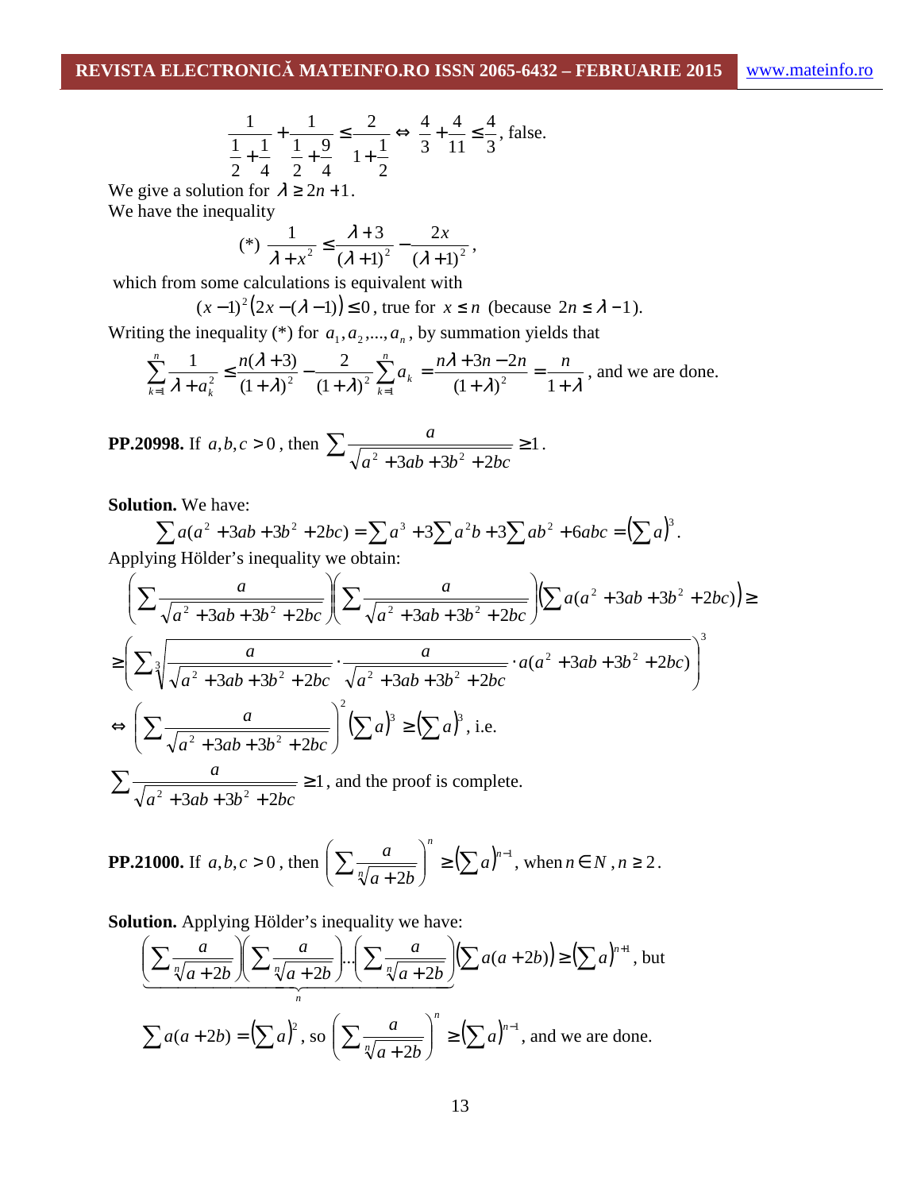$$\frac{1}{\frac{1}{2}+\frac{1}{4}}+\frac{1}{\frac{1}{2}+\frac{9}{4}}\leq\frac{2}{1+\frac{1}{2}}\Leftrightarrow\ \frac{4}{3}+\frac{4}{11}\leq\frac{4}{3},\text{ false.}$$

We give a solution for $\lambda\geq 2n+1$.

We have the inequality

$$(*)\ \frac{1}{\lambda+x^2}\leq\frac{\lambda+3}{(\lambda+1)^2}-\frac{2x}{(\lambda+1)^2},$$

which from some calculations is equivalent with

$$(x-1)^2\left(2x-(\lambda-1)\right)\leq 0\text{, true for } x\leq n \text{ (because } 2n\leq\lambda-1\text{).}$$

Writing the inequality (*) for $a_1,a_2,...,a_n$, by summation yields that

$$\sum_{k=1}^{n}\frac{1}{\lambda+a_k^2}\leq\frac{n(\lambda+3)}{(1+\lambda)^2}-\frac{2}{(1+\lambda)^2}\sum_{k=1}^{n}a_k=\frac{n\lambda+3n-2n}{(1+\lambda)^2}=\frac{n}{1+\lambda}\text{, and we are done.}$$

**PP.20998.** If $a,b,c>0$, then $\sum\frac{a}{\sqrt{a^2+3ab+3b^2+2bc}}\geq 1$.

**Solution.** We have:

$$\sum a(a^2+3ab+3b^2+2bc)=\sum a^3+3\sum a^2b+3\sum ab^2+6abc=\left(\sum a\right)^3.$$

Applying Hölder's inequality we obtain:

$$\left(\sum\frac{a}{\sqrt{a^2+3ab+3b^2+2bc}}\right)\left(\sum\frac{a}{\sqrt{a^2+3ab+3b^2+2bc}}\right)\left(\sum a(a^2+3ab+3b^2+2bc)\right)\geq$$

$$\geq\left(\sum\sqrt[3]{\frac{a}{\sqrt{a^2+3ab+3b^2+2bc}}\cdot\frac{a}{\sqrt{a^2+3ab+3b^2+2bc}}\cdot a(a^2+3ab+3b^2+2bc)}\right)^3$$

$$\Leftrightarrow\left(\sum\frac{a}{\sqrt{a^2+3ab+3b^2+2bc}}\right)^2\left(\sum a\right)^3\geq\left(\sum a\right)^3\text{, i.e.}$$

$$\sum\frac{a}{\sqrt{a^2+3ab+3b^2+2bc}}\geq 1\text{, and the proof is complete.}$$

**PP.21000.** If $a,b,c>0$, then $\left(\sum\frac{a}{\sqrt[n]{a+2b}}\right)^n\geq\left(\sum a\right)^{n-1}$, when $n\in N$, $n\geq 2$.

**Solution.** Applying Hölder's inequality we have:

$$\underbrace{\left(\sum\frac{a}{\sqrt[n]{a+2b}}\right)\left(\sum\frac{a}{\sqrt[n]{a+2b}}\right)...\left(\sum\frac{a}{\sqrt[n]{a+2b}}\right)}_{n}\left(\sum a(a+2b)\right)\geq\left(\sum a\right)^{n+1}\text{, but}$$

$$\sum a(a+2b)=\left(\sum a\right)^2\text{, so }\left(\sum\frac{a}{\sqrt[n]{a+2b}}\right)^n\geq\left(\sum a\right)^{n-1}\text{, and we are done.}$$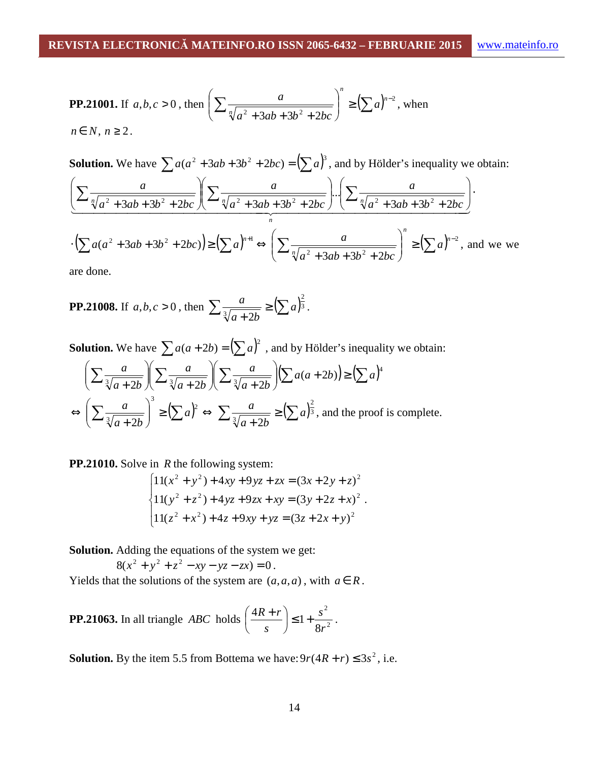**PP.21001.** If $a,b,c>0$, then $\left(\sum \frac{a}{\sqrt[n]{a^2+3ab+3b^2+2bc}}\right)^n \geq \left(\sum a\right)^{n-2}$, when $n \in N$, $n \geq 2$.

**Solution.** We have $\sum a(a^2+3ab+3b^2+2bc) = \left(\sum a\right)^3$, and by Hölder's inequality we obtain:

$$\underbrace{\left(\sum \frac{a}{\sqrt[n]{a^2+3ab+3b^2+2bc}}\right)\left(\sum \frac{a}{\sqrt[n]{a^2+3ab+3b^2+2bc}}\right)\cdots\left(\sum \frac{a}{\sqrt[n]{a^2+3ab+3b^2+2bc}}\right)}_{n}\cdot$$

$$\cdot\left(\sum a(a^2+3ab+3b^2+2bc)\right) \geq \left(\sum a\right)^{n+1} \Leftrightarrow \left(\sum \frac{a}{\sqrt[n]{a^2+3ab+3b^2+2bc}}\right)^n \geq \left(\sum a\right)^{n-2},$$ and we we are done.

**PP.21008.** If $a,b,c>0$, then $\sum \frac{a}{\sqrt[3]{a+2b}} \geq \left(\sum a\right)^{\frac{2}{3}}$.

**Solution.** We have $\sum a(a+2b) = \left(\sum a\right)^2$ , and by Hölder's inequality we obtain:

$$\left(\sum \frac{a}{\sqrt[3]{a+2b}}\right)\left(\sum \frac{a}{\sqrt[3]{a+2b}}\right)\left(\sum \frac{a}{\sqrt[3]{a+2b}}\right)\left(\sum a(a+2b)\right) \geq \left(\sum a\right)^4$$

$$\Leftrightarrow \left(\sum \frac{a}{\sqrt[3]{a+2b}}\right)^3 \geq \left(\sum a\right)^2 \Leftrightarrow \sum \frac{a}{\sqrt[3]{a+2b}} \geq \left(\sum a\right)^{\frac{2}{3}},$$ and the proof is complete.

**PP.21010.** Solve in $R$ the following system:

$$\begin{cases} 11(x^2+y^2)+4xy+9yz+zx=(3x+2y+z)^2 \\ 11(y^2+z^2)+4yz+9zx+xy=(3y+2z+x)^2 \\ 11(z^2+x^2)+4z+9xy+yz=(3z+2x+y)^2 \end{cases}.$$

**Solution.** Adding the equations of the system we get:

$$8(x^2+y^2+z^2-xy-yz-zx)=0.$$

Yields that the solutions of the system are $(a,a,a)$, with $a \in R$.

**PP.21063.** In all triangle $ABC$ holds $\left(\frac{4R+r}{s}\right) \leq 1+\frac{s^2}{8r^2}$.

**Solution.** By the item 5.5 from Bottema we have: $9r(4R+r) \leq 3s^2$, i.e.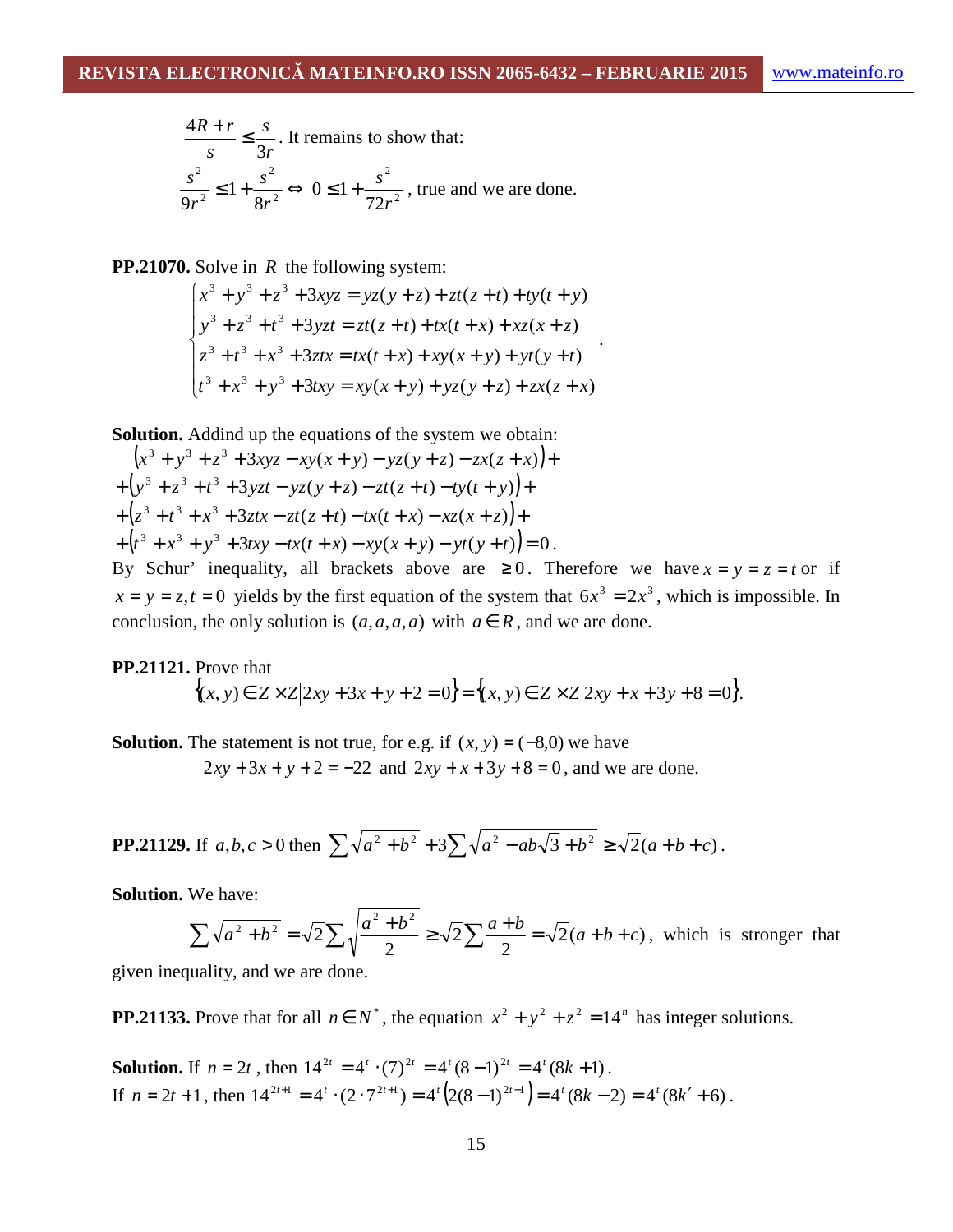$\frac{4R+r}{s} \le \frac{s}{3r}$. It remains to show that:

$\frac{s^2}{9r^2} \le 1 + \frac{s^2}{8r^2} \Leftrightarrow \ 0 \le 1 + \frac{s^2}{72r^2}$, true and we are done.

**PP.21070.** Solve in $R$ the following system:

$$\begin{cases} x^3 + y^3 + z^3 + 3xyz = yz(y+z) + zt(z+t) + ty(t+y) \\ y^3 + z^3 + t^3 + 3yzt = zt(z+t) + tx(t+x) + xz(x+z) \\ z^3 + t^3 + x^3 + 3ztx = tx(t+x) + xy(x+y) + yt(y+t) \\ t^3 + x^3 + y^3 + 3txy = xy(x+y) + yz(y+z) + zx(z+x) \end{cases}.$$

**Solution.** Addind up the equations of the system we obtain:

$$\left(x^3 + y^3 + z^3 + 3xyz - xy(x+y) - yz(y+z) - zx(z+x)\right) +$$
$$+\left(y^3 + z^3 + t^3 + 3yzt - yz(y+z) - zt(z+t) - ty(t+y)\right) +$$
$$+\left(z^3 + t^3 + x^3 + 3ztx - zt(z+t) - tx(t+x) - xz(x+z)\right) +$$
$$+\left(t^3 + x^3 + y^3 + 3txy - tx(t+x) - xy(x+y) - yt(y+t)\right) = 0.$$

By Schur' inequality, all brackets above are $\ge 0$. Therefore we have $x = y = z = t$ or if $x = y = z, t = 0$ yields by the first equation of the system that $6x^3 = 2x^3$, which is impossible. In conclusion, the only solution is $(a,a,a,a)$ with $a \in R$, and we are done.

**PP.21121.** Prove that

$$\{(x,y) \in Z \times Z \mid 2xy + 3x + y + 2 = 0\} = \{(x,y) \in Z \times Z \mid 2xy + x + 3y + 8 = 0\}.$$

**Solution.** The statement is not true, for e.g. if $(x,y) = (-8,0)$ we have

$2xy + 3x + y + 2 = -22$ and $2xy + x + 3y + 8 = 0$, and we are done.

**PP.21129.** If $a,b,c > 0$ then $\sum \sqrt{a^2 + b^2} + 3\sum \sqrt{a^2 - ab\sqrt{3} + b^2} \ge \sqrt{2}(a+b+c)$.

**Solution.** We have:

$$\sum \sqrt{a^2 + b^2} = \sqrt{2}\sum \sqrt{\frac{a^2 + b^2}{2}} \ge \sqrt{2}\sum \frac{a+b}{2} = \sqrt{2}(a+b+c),$$ which is stronger that given inequality, and we are done.

**PP.21133.** Prove that for all $n \in N^*$, the equation $x^2 + y^2 + z^2 = 14^n$ has integer solutions.

**Solution.** If $n = 2t$, then $14^{2t} = 4^t \cdot (7)^{2t} = 4^t (8-1)^{2t} = 4^t (8k+1)$.

If $n = 2t+1$, then $14^{2t+1} = 4^t \cdot (2 \cdot 7^{2t+1}) = 4^t \left(2(8-1)^{2t+1}\right) = 4^t (8k-2) = 4^t (8k' + 6)$.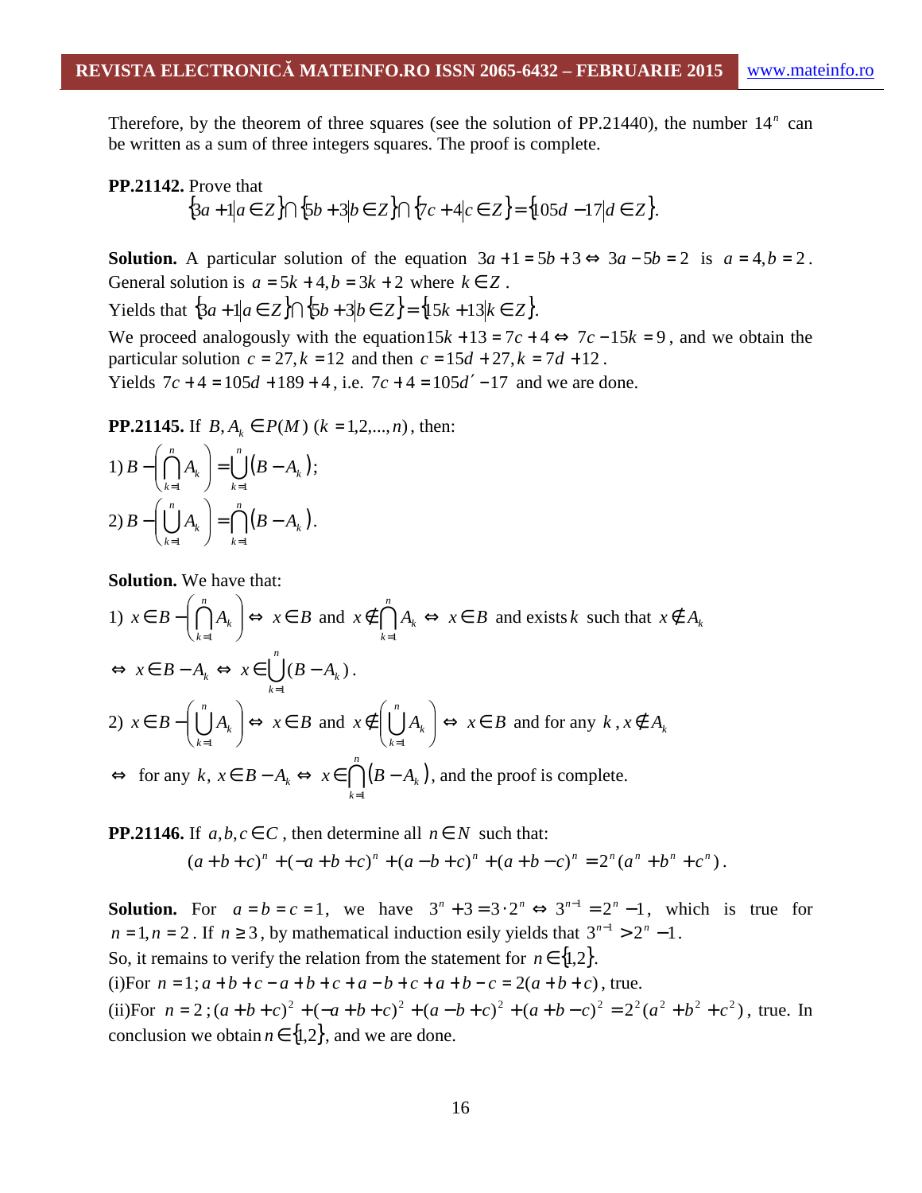Therefore, by the theorem of three squares (see the solution of PP.21440), the number $14^n$ can be written as a sum of three integers squares. The proof is complete.

**PP.21142.** Prove that

$$\{3a+1|a\in Z\}\cap\{5b+3|b\in Z\}\cap\{7c+4|c\in Z\}=\{105d-17|d\in Z\}.$$

**Solution.** A particular solution of the equation $3a+1=5b+3 \Leftrightarrow 3a-5b=2$ is $a=4, b=2$. General solution is $a=5k+4, b=3k+2$ where $k\in Z$.

Yields that $\{3a+1|a\in Z\}\cap\{5b+3|b\in Z\}=\{15k+13|k\in Z\}$.

We proceed analogously with the equation $15k+13=7c+4 \Leftrightarrow 7c-15k=9$, and we obtain the particular solution $c=27, k=12$ and then $c=15d+27, k=7d+12$.

Yields $7c+4=105d+189+4$, i.e. $7c+4=105d'-17$ and we are done.

**PP.21145.** If $B, A_k \in P(M)$ $(k=1,2,...,n)$, then:

1) $B-\left(\bigcap\limits_{k=1}^{n} A_k\right)=\bigcup\limits_{k=1}^{n}(B-A_k)$;

2) $B-\left(\bigcup\limits_{k=1}^{n} A_k\right)=\bigcap\limits_{k=1}^{n}(B-A_k)$.

**Solution.** We have that:

1) $x\in B-\left(\bigcap\limits_{k=1}^{n} A_k\right) \Leftrightarrow x\in B$ and $x\notin \bigcap\limits_{k=1}^{n} A_k \Leftrightarrow x\in B$ and exists $k$ such that $x\notin A_k$

$\Leftrightarrow x\in B-A_k \Leftrightarrow x\in \bigcup\limits_{k=1}^{n}(B-A_k)$.

2) $x\in B-\left(\bigcup\limits_{k=1}^{n} A_k\right) \Leftrightarrow x\in B$ and $x\notin\left(\bigcup\limits_{k=1}^{n} A_k\right) \Leftrightarrow x\in B$ and for any $k$, $x\notin A_k$

$\Leftrightarrow$ for any $k$, $x\in B-A_k \Leftrightarrow x\in \bigcap\limits_{k=1}^{n}(B-A_k)$, and the proof is complete.

**PP.21146.** If $a,b,c\in C$, then determine all $n\in N$ such that:

$$(a+b+c)^n+(-a+b+c)^n+(a-b+c)^n+(a+b-c)^n=2^n(a^n+b^n+c^n).$$

**Solution.** For $a=b=c=1$, we have $3^n+3=3\cdot 2^n \Leftrightarrow 3^{n-1}=2^n-1$, which is true for $n=1, n=2$. If $n\geq 3$, by mathematical induction esily yields that $3^{n-1}>2^n-1$.

So, it remains to verify the relation from the statement for $n\in\{1,2\}$.

(i)For $n=1$; $a+b+c-a+b+c+a-b+c+a+b-c=2(a+b+c)$, true.

(ii)For $n=2$; $(a+b+c)^2+(-a+b+c)^2+(a-b+c)^2+(a+b-c)^2=2^2(a^2+b^2+c^2)$, true. In conclusion we obtain $n\in\{1,2\}$, and we are done.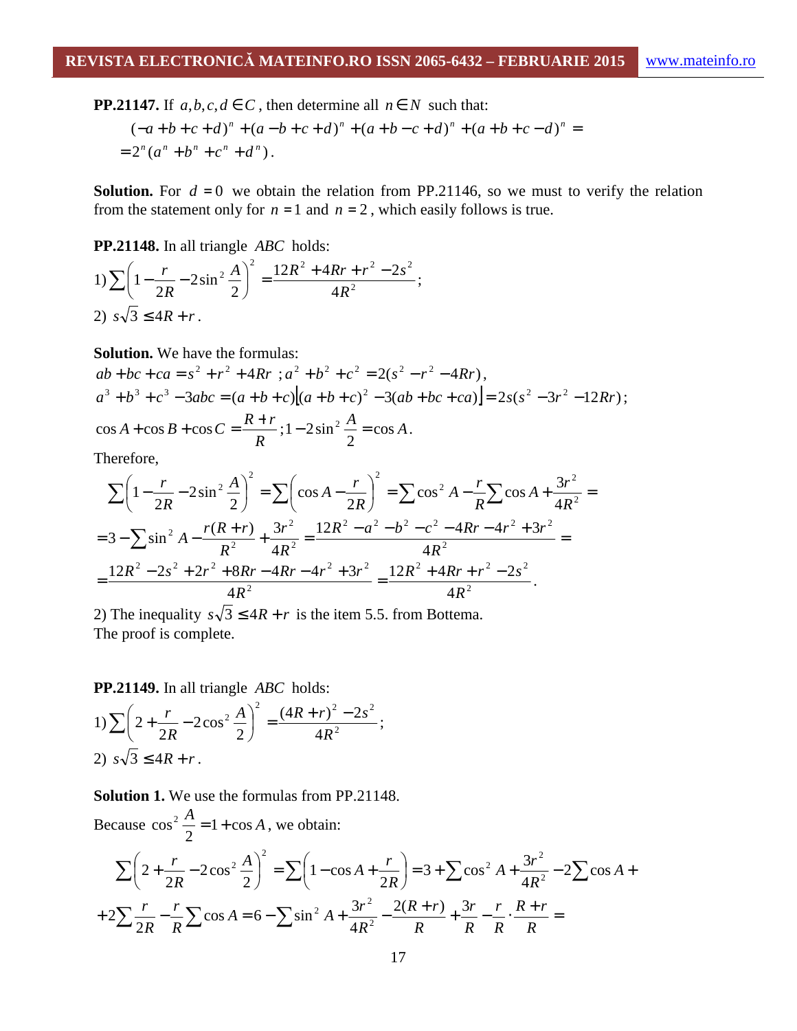**PP.21147.** If $a,b,c,d \in C$, then determine all $n \in N$ such that:

$$(-a+b+c+d)^n+(a-b+c+d)^n+(a+b-c+d)^n+(a+b+c-d)^n =$$
$$=2^n(a^n+b^n+c^n+d^n).$$

**Solution.** For $d=0$ we obtain the relation from PP.21146, so we must to verify the relation from the statement only for $n=1$ and $n=2$, which easily follows is true.

**PP.21148.** In all triangle $ABC$ holds:

1) $\sum\left(1-\frac{r}{2R}-2\sin^2\frac{A}{2}\right)^2=\frac{12R^2+4Rr+r^2-2s^2}{4R^2}$;

2) $s\sqrt{3}\le 4R+r$.

**Solution.** We have the formulas:

$ab+bc+ca=s^2+r^2+4Rr$ ; $a^2+b^2+c^2=2(s^2-r^2-4Rr)$,

$a^3+b^3+c^3-3abc=(a+b+c)\left[(a+b+c)^2-3(ab+bc+ca)\right]=2s(s^2-3r^2-12Rr)$;

$\cos A+\cos B+\cos C=\frac{R+r}{R}$; $1-2\sin^2\frac{A}{2}=\cos A$.

Therefore,

$$\sum\left(1-\frac{r}{2R}-2\sin^2\frac{A}{2}\right)^2=\sum\left(\cos A-\frac{r}{2R}\right)^2=\sum\cos^2 A-\frac{r}{R}\sum\cos A+\frac{3r^2}{4R^2}=$$
$$=3-\sum\sin^2 A-\frac{r(R+r)}{R^2}+\frac{3r^2}{4R^2}=\frac{12R^2-a^2-b^2-c^2-4Rr-4r^2+3r^2}{4R^2}=$$
$$=\frac{12R^2-2s^2+2r^2+8Rr-4Rr-4r^2+3r^2}{4R^2}=\frac{12R^2+4Rr+r^2-2s^2}{4R^2}.$$

2) The inequality $s\sqrt{3}\le 4R+r$ is the item 5.5. from Bottema.

The proof is complete.

**PP.21149.** In all triangle $ABC$ holds:

1) $\sum\left(2+\frac{r}{2R}-2\cos^2\frac{A}{2}\right)^2=\frac{(4R+r)^2-2s^2}{4R^2}$;

2) $s\sqrt{3}\le 4R+r$.

**Solution 1.** We use the formulas from PP.21148.

Because $\cos^2\frac{A}{2}=1+\cos A$, we obtain:

$$\sum\left(2+\frac{r}{2R}-2\cos^2\frac{A}{2}\right)^2=\sum\left(1-\cos A+\frac{r}{2R}\right)=3+\sum\cos^2 A+\frac{3r^2}{4R^2}-2\sum\cos A+$$
$$+2\sum\frac{r}{2R}-\frac{r}{R}\sum\cos A=6-\sum\sin^2 A+\frac{3r^2}{4R^2}-\frac{2(R+r)}{R}+\frac{3r}{R}-\frac{r}{R}\cdot\frac{R+r}{R}=$$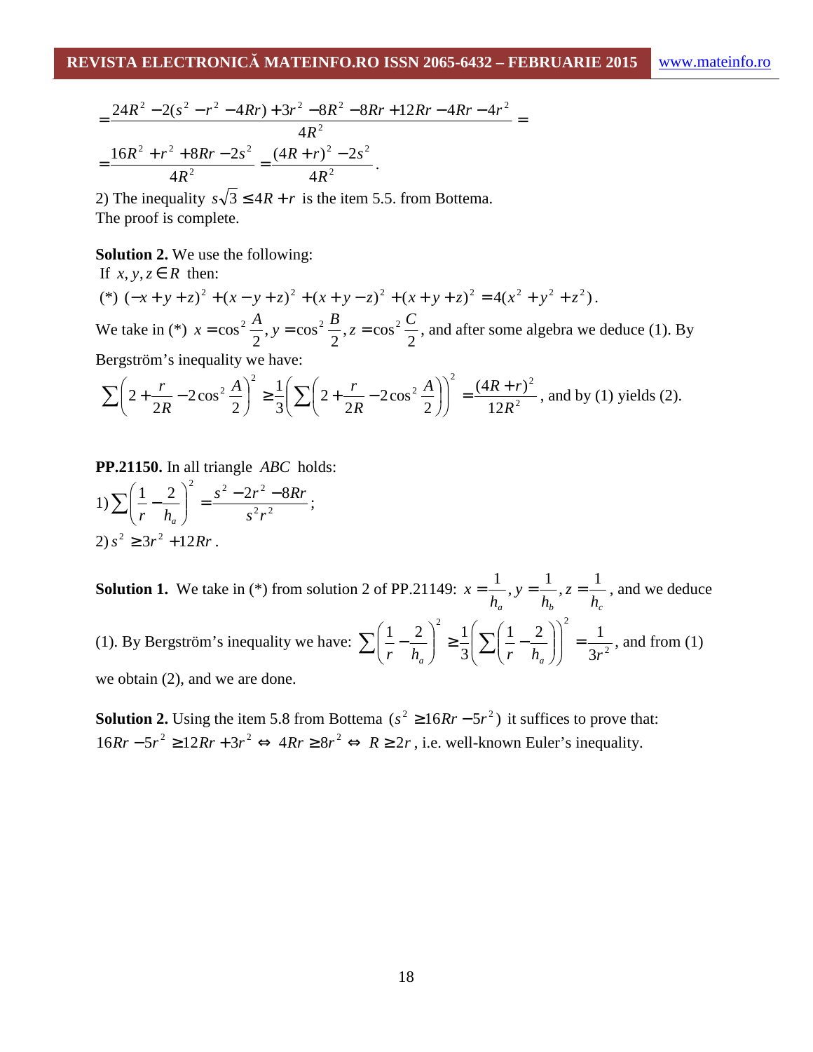$$=\frac{24R^2-2(s^2-r^2-4Rr)+3r^2-8R^2-8Rr+12Rr-4Rr-4r^2}{4R^2}=$$

$$=\frac{16R^2+r^2+8Rr-2s^2}{4R^2}=\frac{(4R+r)^2-2s^2}{4R^2}.$$

2) The inequality $s\sqrt{3}\leq 4R+r$ is the item 5.5. from Bottema.
The proof is complete.

**Solution 2.** We use the following:
If $x,y,z\in R$ then:

(\*) $(-x+y+z)^2+(x-y+z)^2+(x+y-z)^2+(x+y+z)^2=4(x^2+y^2+z^2)$.

We take in (\*) $x=\cos^2\frac{A}{2}, y=\cos^2\frac{B}{2}, z=\cos^2\frac{C}{2}$, and after some algebra we deduce (1). By Bergström's inequality we have:

$$\sum\left(2+\frac{r}{2R}-2\cos^2\frac{A}{2}\right)^2\geq\frac{1}{3}\left(\sum\left(2+\frac{r}{2R}-2\cos^2\frac{A}{2}\right)\right)^2=\frac{(4R+r)^2}{12R^2}$$, and by (1) yields (2).

**PP.21150.** In all triangle $ABC$ holds:

1) $\sum\left(\frac{1}{r}-\frac{2}{h_a}\right)^2=\frac{s^2-2r^2-8Rr}{s^2r^2}$;

2) $s^2\geq 3r^2+12Rr$.

**Solution 1.** We take in (\*) from solution 2 of PP.21149: $x=\frac{1}{h_a}, y=\frac{1}{h_b}, z=\frac{1}{h_c}$, and we deduce (1). By Bergström's inequality we have: $\sum\left(\frac{1}{r}-\frac{2}{h_a}\right)^2\geq\frac{1}{3}\left(\sum\left(\frac{1}{r}-\frac{2}{h_a}\right)\right)^2=\frac{1}{3r^2}$, and from (1) we obtain (2), and we are done.

**Solution 2.** Using the item 5.8 from Bottema $(s^2\geq 16Rr-5r^2)$ it suffices to prove that: $16Rr-5r^2\geq 12Rr+3r^2 \Leftrightarrow 4Rr\geq 8r^2 \Leftrightarrow R\geq 2r$, i.e. well-known Euler's inequality.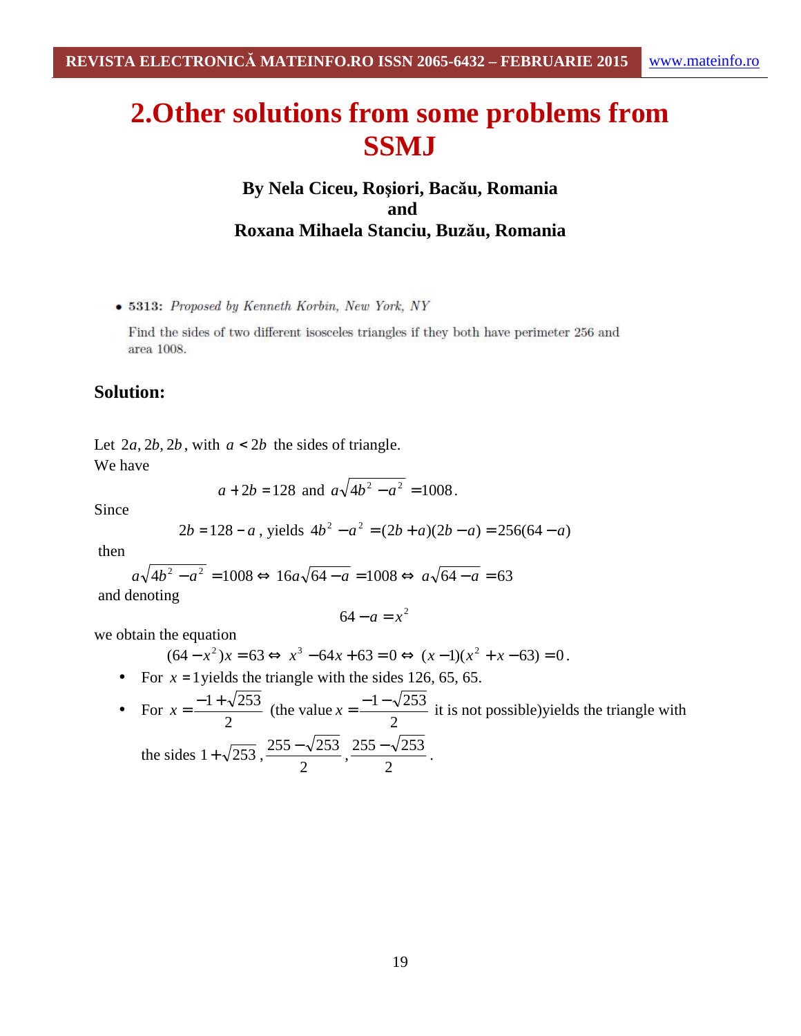# 2.Other solutions from some problems from SSMJ

### By Nela Ciceu, Roşiori, Bacău, Romania
### and
### Roxana Mihaela Stanciu, Buzău, Romania

- **5313:** *Proposed by Kenneth Korbin, New York, NY*

  Find the sides of two different isosceles triangles if they both have perimeter 256 and area 1008.

### Solution:

Let $2a, 2b, 2b$, with $a < 2b$ the sides of triangle.
We have

$$a + 2b = 128 \text{ and } a\sqrt{4b^2 - a^2} = 1008.$$

Since

$$2b = 128 - a \text{, yields } 4b^2 - a^2 = (2b + a)(2b - a) = 256(64 - a)$$

then

$$a\sqrt{4b^2 - a^2} = 1008 \Leftrightarrow 16a\sqrt{64 - a} = 1008 \Leftrightarrow a\sqrt{64 - a} = 63$$

and denoting

$$64 - a = x^2$$

we obtain the equation

$$(64 - x^2)x = 63 \Leftrightarrow x^3 - 64x + 63 = 0 \Leftrightarrow (x - 1)(x^2 + x - 63) = 0.$$

- For $x = 1$ yields the triangle with the sides 126, 65, 65.
- For $x = \frac{-1 + \sqrt{253}}{2}$ (the value $x = \frac{-1 - \sqrt{253}}{2}$ it is not possible)yields the triangle with the sides $1 + \sqrt{253}$, $\frac{255 - \sqrt{253}}{2}$, $\frac{255 - \sqrt{253}}{2}$.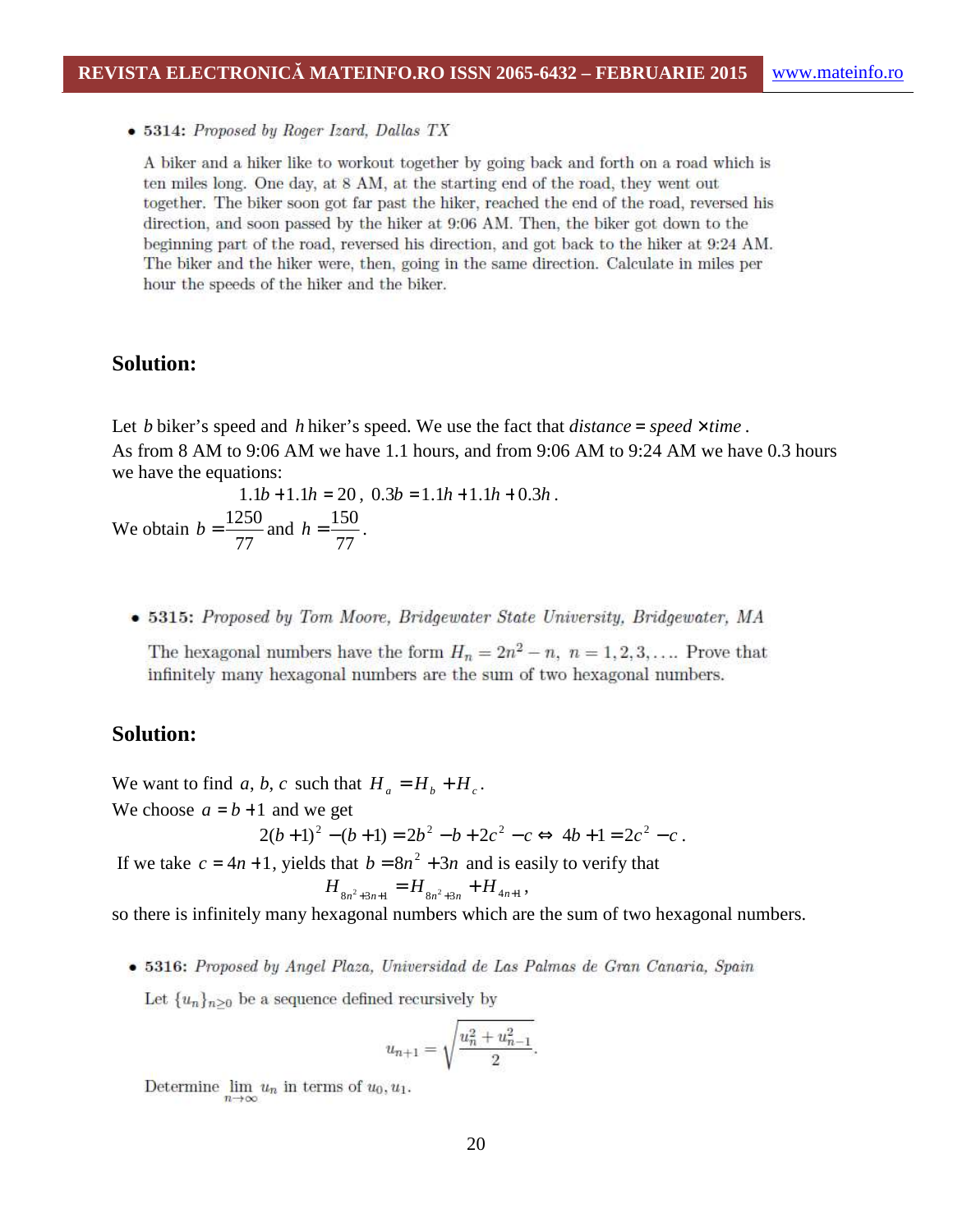- **5314:** *Proposed by Roger Izard, Dallas TX*

  A biker and a hiker like to workout together by going back and forth on a road which is ten miles long. One day, at 8 AM, at the starting end of the road, they went out together. The biker soon got far past the hiker, reached the end of the road, reversed his direction, and soon passed by the hiker at 9:06 AM. Then, the biker got down to the beginning part of the road, reversed his direction, and got back to the hiker at 9:24 AM. The biker and the hiker were, then, going in the same direction. Calculate in miles per hour the speeds of the hiker and the biker.

## Solution:

Let $b$ biker's speed and $h$ hiker's speed. We use the fact that *distance* = *speed* × *time* .
As from 8 AM to 9:06 AM we have 1.1 hours, and from 9:06 AM to 9:24 AM we have 0.3 hours we have the equations:

$$1.1b + 1.1h = 20,\ 0.3b = 1.1h + 1.1h + 0.3h.$$

We obtain $b = \dfrac{1250}{77}$ and $h = \dfrac{150}{77}$.

- **5315:** *Proposed by Tom Moore, Bridgewater State University, Bridgewater, MA*

  The hexagonal numbers have the form $H_n = 2n^2 - n,\ n = 1, 2, 3, \ldots$. Prove that infinitely many hexagonal numbers are the sum of two hexagonal numbers.

## Solution:

We want to find $a, b, c$ such that $H_a = H_b + H_c$.
We choose $a = b + 1$ and we get

$$2(b+1)^2 - (b+1) = 2b^2 - b + 2c^2 - c \Leftrightarrow\ 4b + 1 = 2c^2 - c.$$

If we take $c = 4n + 1$, yields that $b = 8n^2 + 3n$ and is easily to verify that

$$H_{8n^2+3n+1} = H_{8n^2+3n} + H_{4n+1},$$

so there is infinitely many hexagonal numbers which are the sum of two hexagonal numbers.

- **5316:** *Proposed by Angel Plaza, Universidad de Las Palmas de Gran Canaria, Spain*

  Let $\{u_n\}_{n\geq 0}$ be a sequence defined recursively by

$$u_{n+1} = \sqrt{\frac{u_n^2 + u_{n-1}^2}{2}}.$$

  Determine $\lim\limits_{n\to\infty} u_n$ in terms of $u_0, u_1$.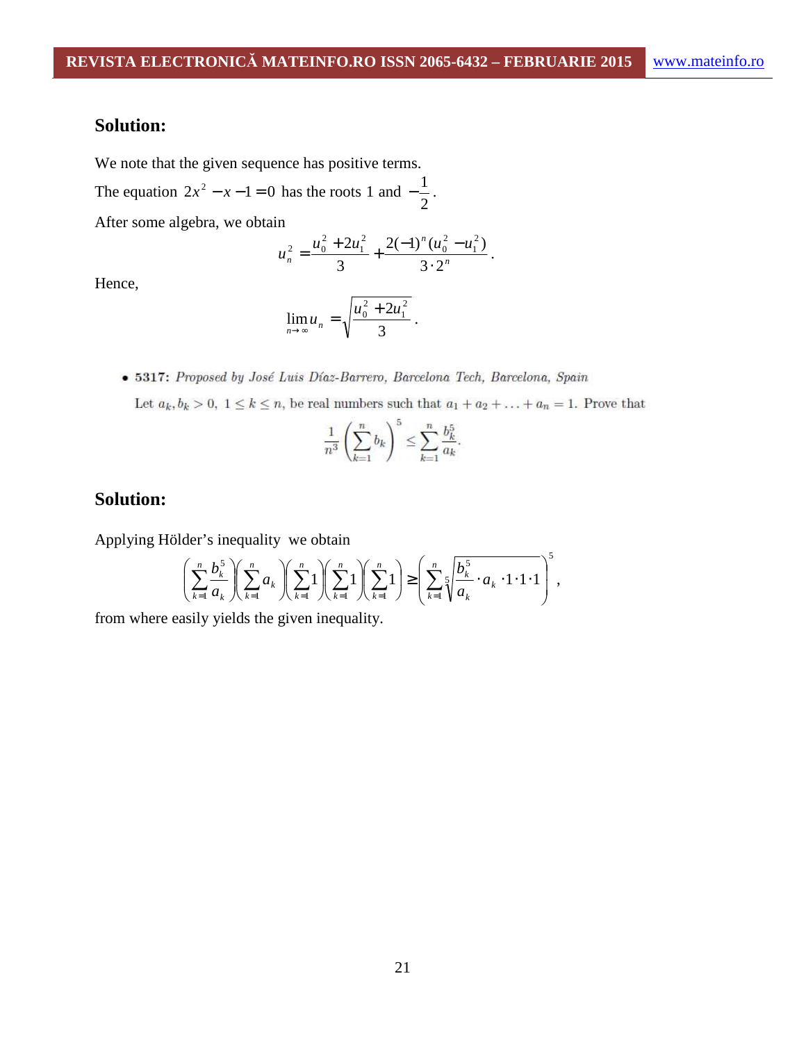## Solution:

We note that the given sequence has positive terms.

The equation $2x^2 - x - 1 = 0$ has the roots 1 and $-\frac{1}{2}$.

After some algebra, we obtain

$$u_n^2 = \frac{u_0^2 + 2u_1^2}{3} + \frac{2(-1)^n (u_0^2 - u_1^2)}{3 \cdot 2^n}.$$

Hence,

$$\lim_{n\to\infty} u_n = \sqrt{\frac{u_0^2 + 2u_1^2}{3}}.$$

- **5317:** *Proposed by José Luis Díaz-Barrero, Barcelona Tech, Barcelona, Spain*

  Let $a_k, b_k > 0,\ 1 \le k \le n$, be real numbers such that $a_1 + a_2 + \ldots + a_n = 1$. Prove that

$$\frac{1}{n^3}\left(\sum_{k=1}^{n} b_k\right)^5 \le \sum_{k=1}^{n} \frac{b_k^5}{a_k}.$$

## Solution:

Applying Hölder's inequality we obtain

$$\left(\sum_{k=1}^{n} \frac{b_k^5}{a_k}\right)\left(\sum_{k=1}^{n} a_k\right)\left(\sum_{k=1}^{n} 1\right)\left(\sum_{k=1}^{n} 1\right)\left(\sum_{k=1}^{n} 1\right) \ge \left(\sum_{k=1}^{n} \sqrt[5]{\frac{b_k^5}{a_k} \cdot a_k \cdot 1 \cdot 1 \cdot 1}\right)^5,$$

from where easily yields the given inequality.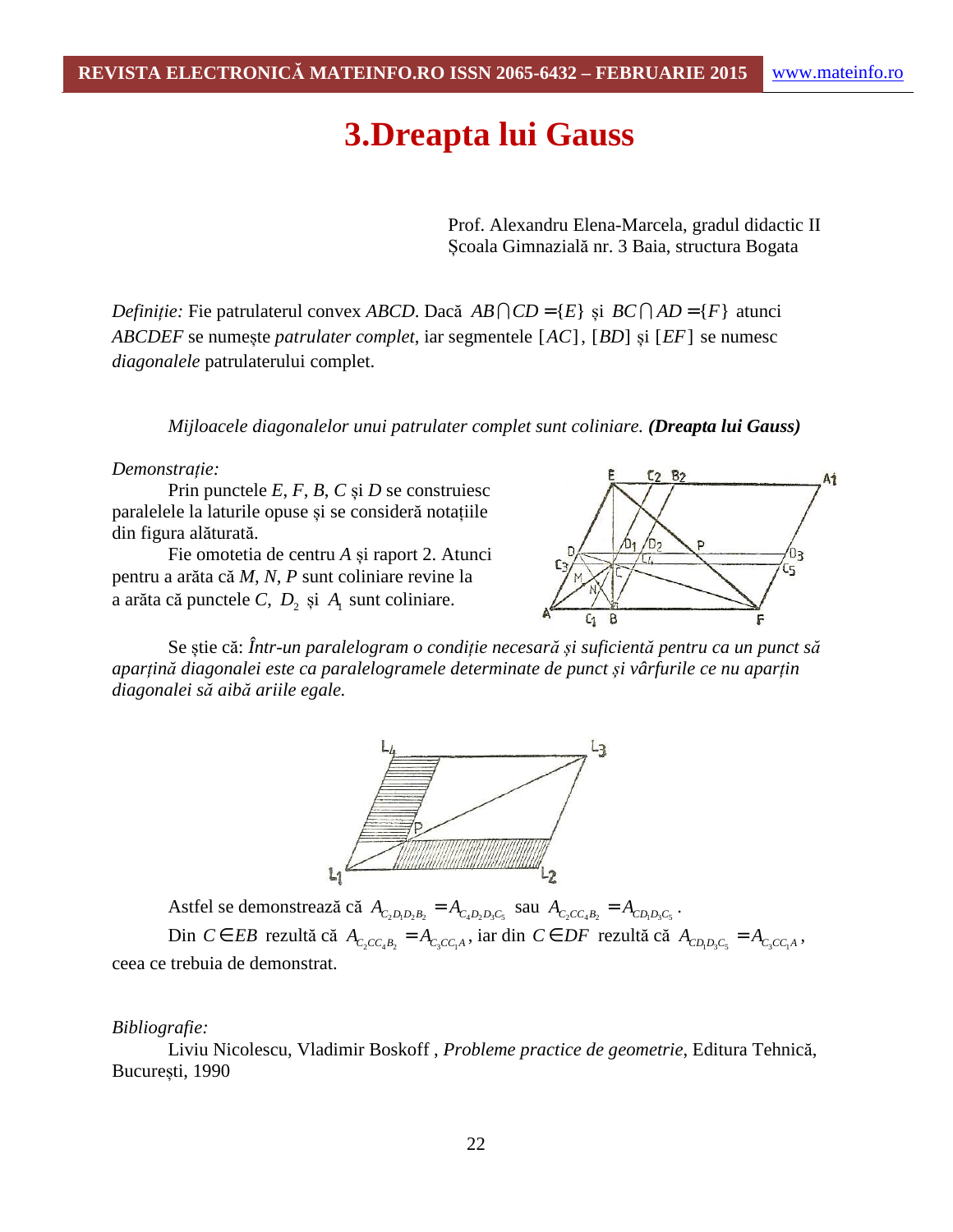# 3.Dreapta lui Gauss

Prof. Alexandru Elena-Marcela, gradul didactic II
Școala Gimnazială nr. 3 Baia, structura Bogata

*Definiție:* Fie patrulaterul convex *ABCD*. Dacă $AB \cap CD = \{E\}$ și $BC \cap AD = \{F\}$ atunci *ABCDEF* se numește *patrulater complet*, iar segmentele $[AC]$, $[BD]$ și $[EF]$ se numesc *diagonalele* patrulaterului complet.

*Mijloacele diagonalelor unui patrulater complet sunt coliniare.* ***(Dreapta lui Gauss)***

*Demonstrație:*

Prin punctele *E*, *F*, *B*, *C* și *D* se construiesc paralelele la laturile opuse și se consideră notațiile din figura alăturată.

Fie omotetia de centru *A* și raport 2. Atunci pentru a arăta că *M*, *N*, *P* sunt coliniare revine la a arăta că punctele *C*, $D_2$ și $A_1$ sunt coliniare.

Se știe că: *Într-un paralelogram o condiție necesară și suficientă pentru ca un punct să aparțină diagonalei este ca paralelogramele determinate de punct și vârfurile ce nu aparțin diagonalei să aibă ariile egale.*

Astfel se demonstrează că $A_{C_2D_1D_2B_2} = A_{C_4D_2D_3C_5}$ sau $A_{C_2CC_4B_2} = A_{CD_1D_3C_5}$.

Din $C \in EB$ rezultă că $A_{C_2CC_4B_2} = A_{C_3CC_1A}$, iar din $C \in DF$ rezultă că $A_{CD_1D_3C_5} = A_{C_3CC_1A}$, ceea ce trebuia de demonstrat.

*Bibliografie:*

Liviu Nicolescu, Vladimir Boskoff , *Probleme practice de geometrie*, Editura Tehnică, București, 1990